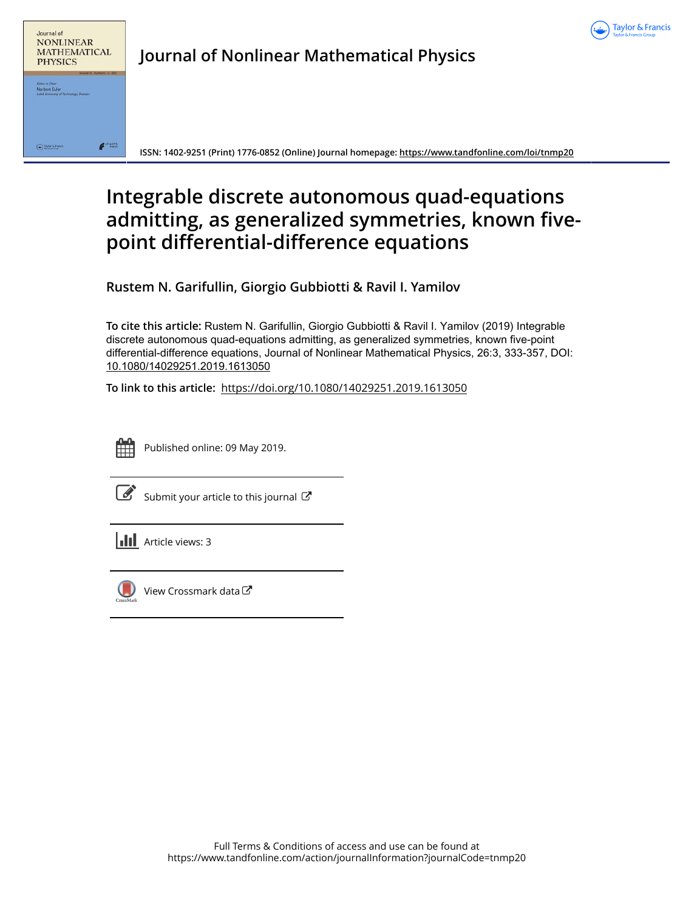# Journal of Nonlinear Mathematical Physics

ISSN: 1402-9251 (Print) 1776-0852 (Online) Journal homepage: https://www.tandfonline.com/loi/tnmp20

## Integrable discrete autonomous quad-equations admitting, as generalized symmetries, known five-point differential-difference equations

**Rustem N. Garifullin, Giorgio Gubbiotti & Ravil I. Yamilov**

**To cite this article:** Rustem N. Garifullin, Giorgio Gubbiotti & Ravil I. Yamilov (2019) Integrable discrete autonomous quad-equations admitting, as generalized symmetries, known five-point differential-difference equations, Journal of Nonlinear Mathematical Physics, 26:3, 333-357, DOI: 10.1080/14029251.2019.1613050

**To link to this article:** https://doi.org/10.1080/14029251.2019.1613050

Published online: 09 May 2019.

Submit your article to this journal

Article views: 3

View Crossmark data

Full Terms & Conditions of access and use can be found at https://www.tandfonline.com/action/journalInformation?journalCode=tnmp20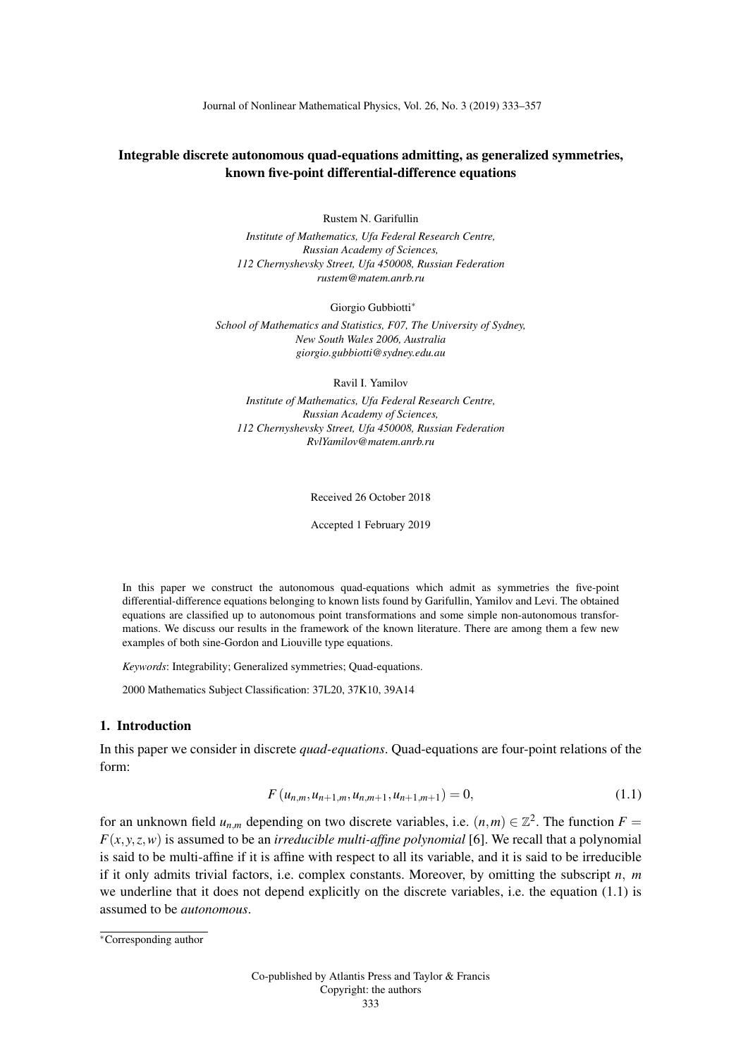Journal of Nonlinear Mathematical Physics, Vol. 26, No. 3 (2019) 333–357

# Integrable discrete autonomous quad-equations admitting, as generalized symmetries, known five-point differential-difference equations

Rustem N. Garifullin

*Institute of Mathematics, Ufa Federal Research Centre, Russian Academy of Sciences, 112 Chernyshevsky Street, Ufa 450008, Russian Federation*
*rustem@matem.anrb.ru*

Giorgio Gubbiotti*

*School of Mathematics and Statistics, F07, The University of Sydney, New South Wales 2006, Australia*
*giorgio.gubbiotti@sydney.edu.au*

Ravil I. Yamilov

*Institute of Mathematics, Ufa Federal Research Centre, Russian Academy of Sciences, 112 Chernyshevsky Street, Ufa 450008, Russian Federation*
*RvlYamilov@matem.anrb.ru*

Received 26 October 2018

Accepted 1 February 2019

In this paper we construct the autonomous quad-equations which admit as symmetries the five-point differential-difference equations belonging to known lists found by Garifullin, Yamilov and Levi. The obtained equations are classified up to autonomous point transformations and some simple non-autonomous transformations. We discuss our results in the framework of the known literature. There are among them a few new examples of both sine-Gordon and Liouville type equations.

*Keywords*: Integrability; Generalized symmetries; Quad-equations.

2000 Mathematics Subject Classification: 37L20, 37K10, 39A14

## 1. Introduction

In this paper we consider in discrete *quad-equations*. Quad-equations are four-point relations of the form:

$$F\left(u_{n,m}, u_{n+1,m}, u_{n,m+1}, u_{n+1,m+1}\right) = 0, \tag{1.1}$$

for an unknown field $u_{n,m}$ depending on two discrete variables, i.e. $(n,m) \in \mathbb{Z}^2$. The function $F = F(x,y,z,w)$ is assumed to be an *irreducible multi-affine polynomial* [6]. We recall that a polynomial is said to be multi-affine if it is affine with respect to all its variable, and it is said to be irreducible if it only admits trivial factors, i.e. complex constants. Moreover, by omitting the subscript $n$, $m$ we underline that it does not depend explicitly on the discrete variables, i.e. the equation (1.1) is assumed to be *autonomous*.

*Corresponding author

Co-published by Atlantis Press and Taylor & Francis
Copyright: the authors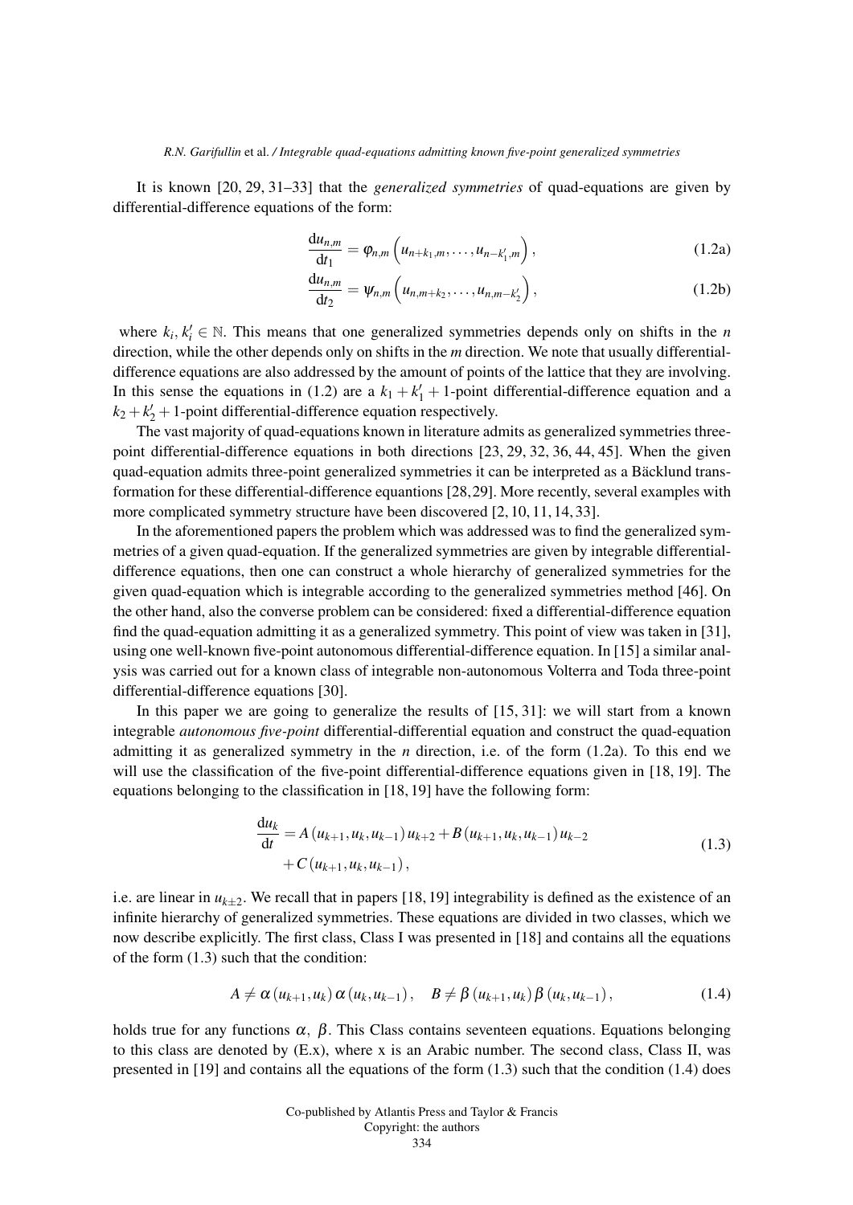It is known [20, 29, 31–33] that the *generalized symmetries* of quad-equations are given by differential-difference equations of the form:

$$\frac{\mathrm{d}u_{n,m}}{\mathrm{d}t_1} = \varphi_{n,m}\left(u_{n+k_1,m}, \ldots, u_{n-k_1',m}\right), \tag{1.2a}$$

$$\frac{\mathrm{d}u_{n,m}}{\mathrm{d}t_2} = \psi_{n,m}\left(u_{n,m+k_2}, \ldots, u_{n,m-k_2'}\right), \tag{1.2b}$$

where $k_i, k_i' \in \mathbb{N}$. This means that one generalized symmetries depends only on shifts in the $n$ direction, while the other depends only on shifts in the $m$ direction. We note that usually differential-difference equations are also addressed by the amount of points of the lattice that they are involving. In this sense the equations in (1.2) are a $k_1 + k_1' + 1$-point differential-difference equation and a $k_2 + k_2' + 1$-point differential-difference equation respectively.

The vast majority of quad-equations known in literature admits as generalized symmetries three-point differential-difference equations in both directions [23, 29, 32, 36, 44, 45]. When the given quad-equation admits three-point generalized symmetries it can be interpreted as a Bäcklund transformation for these differential-difference equantions [28,29]. More recently, several examples with more complicated symmetry structure have been discovered [2, 10, 11, 14, 33].

In the aforementioned papers the problem which was addressed was to find the generalized symmetries of a given quad-equation. If the generalized symmetries are given by integrable differential-difference equations, then one can construct a whole hierarchy of generalized symmetries for the given quad-equation which is integrable according to the generalized symmetries method [46]. On the other hand, also the converse problem can be considered: fixed a differential-difference equation find the quad-equation admitting it as a generalized symmetry. This point of view was taken in [31], using one well-known five-point autonomous differential-difference equation. In [15] a similar analysis was carried out for a known class of integrable non-autonomous Volterra and Toda three-point differential-difference equations [30].

In this paper we are going to generalize the results of [15, 31]: we will start from a known integrable *autonomous five-point* differential-differential equation and construct the quad-equation admitting it as generalized symmetry in the $n$ direction, i.e. of the form (1.2a). To this end we will use the classification of the five-point differential-difference equations given in [18, 19]. The equations belonging to the classification in [18, 19] have the following form:

$$\begin{aligned}\frac{\mathrm{d}u_k}{\mathrm{d}t} &= A\left(u_{k+1}, u_k, u_{k-1}\right) u_{k+2} + B\left(u_{k+1}, u_k, u_{k-1}\right) u_{k-2} \\ &\quad + C\left(u_{k+1}, u_k, u_{k-1}\right),\end{aligned} \tag{1.3}$$

i.e. are linear in $u_{k\pm 2}$. We recall that in papers [18, 19] integrability is defined as the existence of an infinite hierarchy of generalized symmetries. These equations are divided in two classes, which we now describe explicitly. The first class, Class I was presented in [18] and contains all the equations of the form (1.3) such that the condition:

$$A \neq \alpha\left(u_{k+1}, u_k\right) \alpha\left(u_k, u_{k-1}\right), \quad B \neq \beta\left(u_{k+1}, u_k\right) \beta\left(u_k, u_{k-1}\right), \tag{1.4}$$

holds true for any functions $\alpha$, $\beta$. This Class contains seventeen equations. Equations belonging to this class are denoted by (E.x), where x is an Arabic number. The second class, Class II, was presented in [19] and contains all the equations of the form (1.3) such that the condition (1.4) does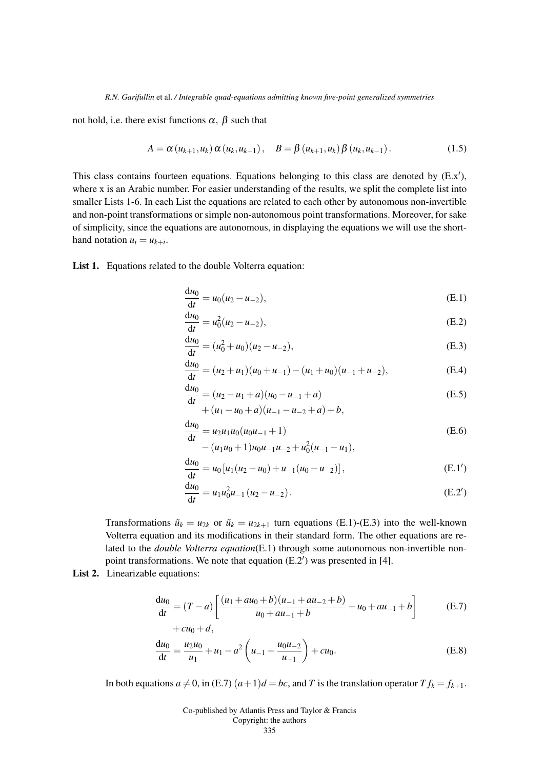not hold, i.e. there exist functions $\alpha,\ \beta$ such that

$$A = \alpha\left(u_{k+1}, u_k\right)\alpha\left(u_k, u_{k-1}\right), \quad B = \beta\left(u_{k+1}, u_k\right)\beta\left(u_k, u_{k-1}\right). \tag{1.5}$$

This class contains fourteen equations. Equations belonging to this class are denoted by (E.x′), where x is an Arabic number. For easier understanding of the results, we split the complete list into smaller Lists 1-6. In each List the equations are related to each other by autonomous non-invertible and non-point transformations or simple non-autonomous point transformations. Moreover, for sake of simplicity, since the equations are autonomous, in displaying the equations we will use the short-hand notation $u_i = u_{k+i}$.

**List 1.** Equations related to the double Volterra equation:

$$\frac{\mathrm{d}u_0}{\mathrm{d}t} = u_0(u_2 - u_{-2}), \tag{E.1}$$

$$\frac{\mathrm{d}u_0}{\mathrm{d}t} = u_0^2(u_2 - u_{-2}), \tag{E.2}$$

$$\frac{\mathrm{d}u_0}{\mathrm{d}t} = (u_0^2 + u_0)(u_2 - u_{-2}), \tag{E.3}$$

$$\frac{\mathrm{d}u_0}{\mathrm{d}t} = (u_2 + u_1)(u_0 + u_{-1}) - (u_1 + u_0)(u_{-1} + u_{-2}), \tag{E.4}$$

$$\begin{aligned}\frac{\mathrm{d}u_0}{\mathrm{d}t} &= (u_2 - u_1 + a)(u_0 - u_{-1} + a) \\ &\quad + (u_1 - u_0 + a)(u_{-1} - u_{-2} + a) + b,\end{aligned} \tag{E.5}$$

$$\begin{aligned}\frac{\mathrm{d}u_0}{\mathrm{d}t} &= u_2 u_1 u_0(u_0 u_{-1} + 1) \\ &\quad - (u_1 u_0 + 1)u_0 u_{-1} u_{-2} + u_0^2(u_{-1} - u_1),\end{aligned} \tag{E.6}$$

$$\frac{\mathrm{d}u_0}{\mathrm{d}t} = u_0\left[u_1(u_2 - u_0) + u_{-1}(u_0 - u_{-2})\right], \tag{E.1′}$$

$$\frac{\mathrm{d}u_0}{\mathrm{d}t} = u_1 u_0^2 u_{-1}\left(u_2 - u_{-2}\right). \tag{E.2′}$$

Transformations $\tilde{u}_k = u_{2k}$ or $\tilde{u}_k = u_{2k+1}$ turn equations (E.1)-(E.3) into the well-known Volterra equation and its modifications in their standard form. The other equations are related to the *double Volterra equation*(E.1) through some autonomous non-invertible non-point transformations. We note that equation (E.2′) was presented in [4].

**List 2.** Linearizable equations:

$$\begin{aligned}\frac{\mathrm{d}u_0}{\mathrm{d}t} &= (T - a)\left[\frac{(u_1 + a u_0 + b)(u_{-1} + a u_{-2} + b)}{u_0 + a u_{-1} + b} + u_0 + a u_{-1} + b\right] \\ &\quad + c u_0 + d,\end{aligned} \tag{E.7}$$

$$\frac{\mathrm{d}u_0}{\mathrm{d}t} = \frac{u_2 u_0}{u_1} + u_1 - a^2\left(u_{-1} + \frac{u_0 u_{-2}}{u_{-1}}\right) + c u_0. \tag{E.8}$$

In both equations $a \neq 0$, in (E.7) $(a+1)d = bc$, and $T$ is the translation operator $T f_k = f_{k+1}$.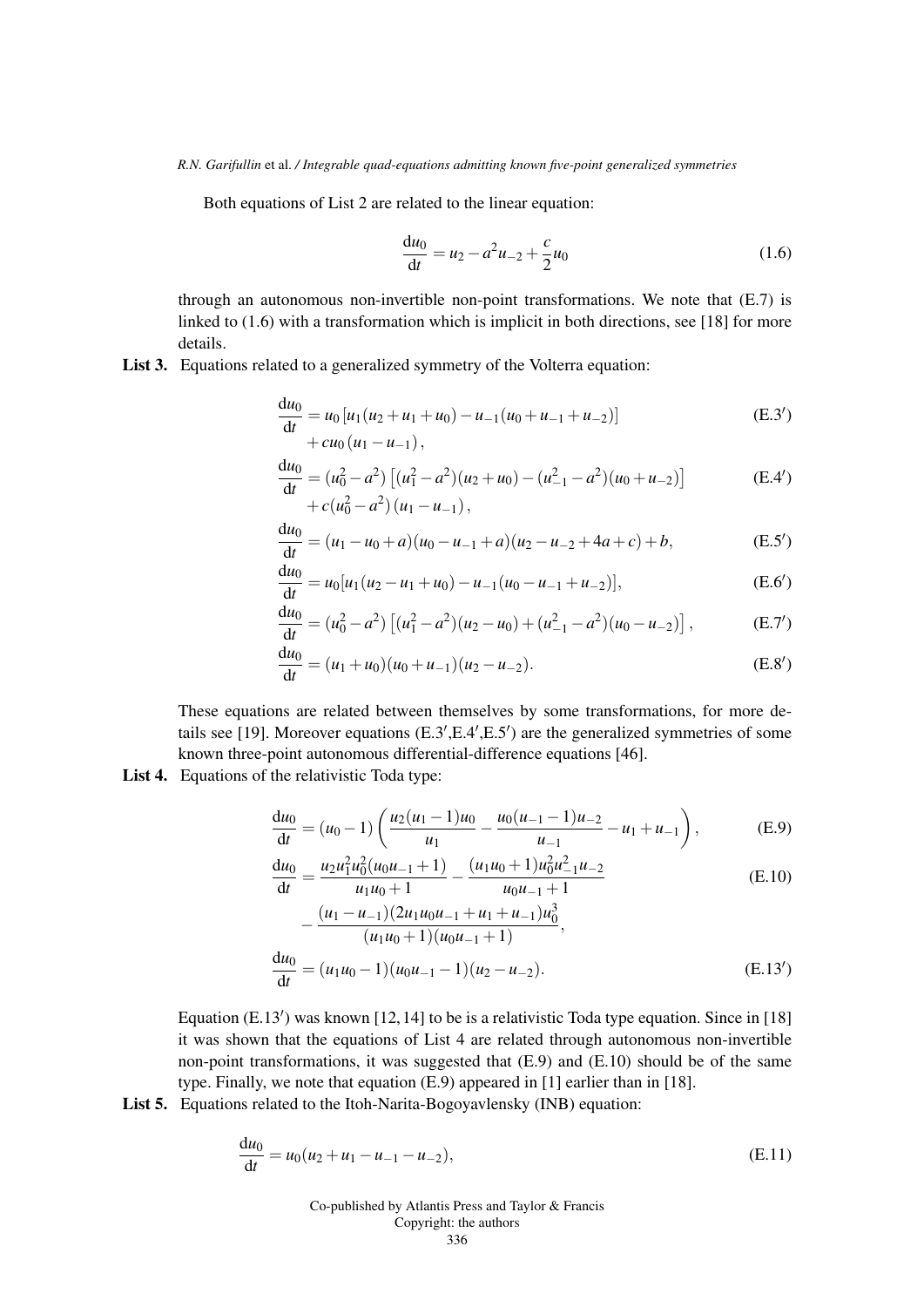Both equations of List 2 are related to the linear equation:

$$\frac{\mathrm{d}u_0}{\mathrm{d}t} = u_2 - a^2 u_{-2} + \frac{c}{2} u_0 \tag{1.6}$$

through an autonomous non-invertible non-point transformations. We note that (E.7) is linked to (1.6) with a transformation which is implicit in both directions, see [18] for more details.

**List 3.** Equations related to a generalized symmetry of the Volterra equation:

$$\begin{aligned}\frac{\mathrm{d}u_0}{\mathrm{d}t} &= u_0\left[u_1(u_2+u_1+u_0) - u_{-1}(u_0+u_{-1}+u_{-2})\right] \\ &\quad + cu_0\left(u_1 - u_{-1}\right),\end{aligned} \tag{E.3$'$}$$

$$\begin{aligned}\frac{\mathrm{d}u_0}{\mathrm{d}t} &= (u_0^2 - a^2)\left[(u_1^2-a^2)(u_2+u_0) - (u_{-1}^2-a^2)(u_0+u_{-2})\right] \\ &\quad + c(u_0^2-a^2)\left(u_1 - u_{-1}\right),\end{aligned} \tag{E.4$'$}$$

$$\frac{\mathrm{d}u_0}{\mathrm{d}t} = (u_1 - u_0 + a)(u_0 - u_{-1} + a)(u_2 - u_{-2} + 4a + c) + b, \tag{E.5$'$}$$

$$\frac{\mathrm{d}u_0}{\mathrm{d}t} = u_0[u_1(u_2 - u_1 + u_0) - u_{-1}(u_0 - u_{-1} + u_{-2})], \tag{E.6$'$}$$

$$\frac{\mathrm{d}u_0}{\mathrm{d}t} = (u_0^2 - a^2)\left[(u_1^2-a^2)(u_2-u_0) + (u_{-1}^2-a^2)(u_0-u_{-2})\right], \tag{E.7$'$}$$

$$\frac{\mathrm{d}u_0}{\mathrm{d}t} = (u_1 + u_0)(u_0 + u_{-1})(u_2 - u_{-2}). \tag{E.8$'$}$$

These equations are related between themselves by some transformations, for more details see [19]. Moreover equations (E.3$'$,E.4$'$,E.5$'$) are the generalized symmetries of some known three-point autonomous differential-difference equations [46].

**List 4.** Equations of the relativistic Toda type:

$$\frac{\mathrm{d}u_0}{\mathrm{d}t} = (u_0 - 1)\left(\frac{u_2(u_1-1)u_0}{u_1} - \frac{u_0(u_{-1}-1)u_{-2}}{u_{-1}} - u_1 + u_{-1}\right), \tag{E.9}$$

$$\begin{aligned}\frac{\mathrm{d}u_0}{\mathrm{d}t} &= \frac{u_2u_1^2u_0^2(u_0u_{-1}+1)}{u_1u_0+1} - \frac{(u_1u_0+1)u_0^2u_{-1}^2u_{-2}}{u_0u_{-1}+1} \\ &\quad - \frac{(u_1-u_{-1})(2u_1u_0u_{-1}+u_1+u_{-1})u_0^3}{(u_1u_0+1)(u_0u_{-1}+1)},\end{aligned} \tag{E.10}$$

$$\frac{\mathrm{d}u_0}{\mathrm{d}t} = (u_1u_0 - 1)(u_0u_{-1} - 1)(u_2 - u_{-2}). \tag{E.13$'$}$$

Equation (E.13$'$) was known [12,14] to be is a relativistic Toda type equation. Since in [18] it was shown that the equations of List 4 are related through autonomous non-invertible non-point transformations, it was suggested that (E.9) and (E.10) should be of the same type. Finally, we note that equation (E.9) appeared in [1] earlier than in [18].

**List 5.** Equations related to the Itoh-Narita-Bogoyavlensky (INB) equation:

$$\frac{\mathrm{d}u_0}{\mathrm{d}t} = u_0(u_2 + u_1 - u_{-1} - u_{-2}), \tag{E.11}$$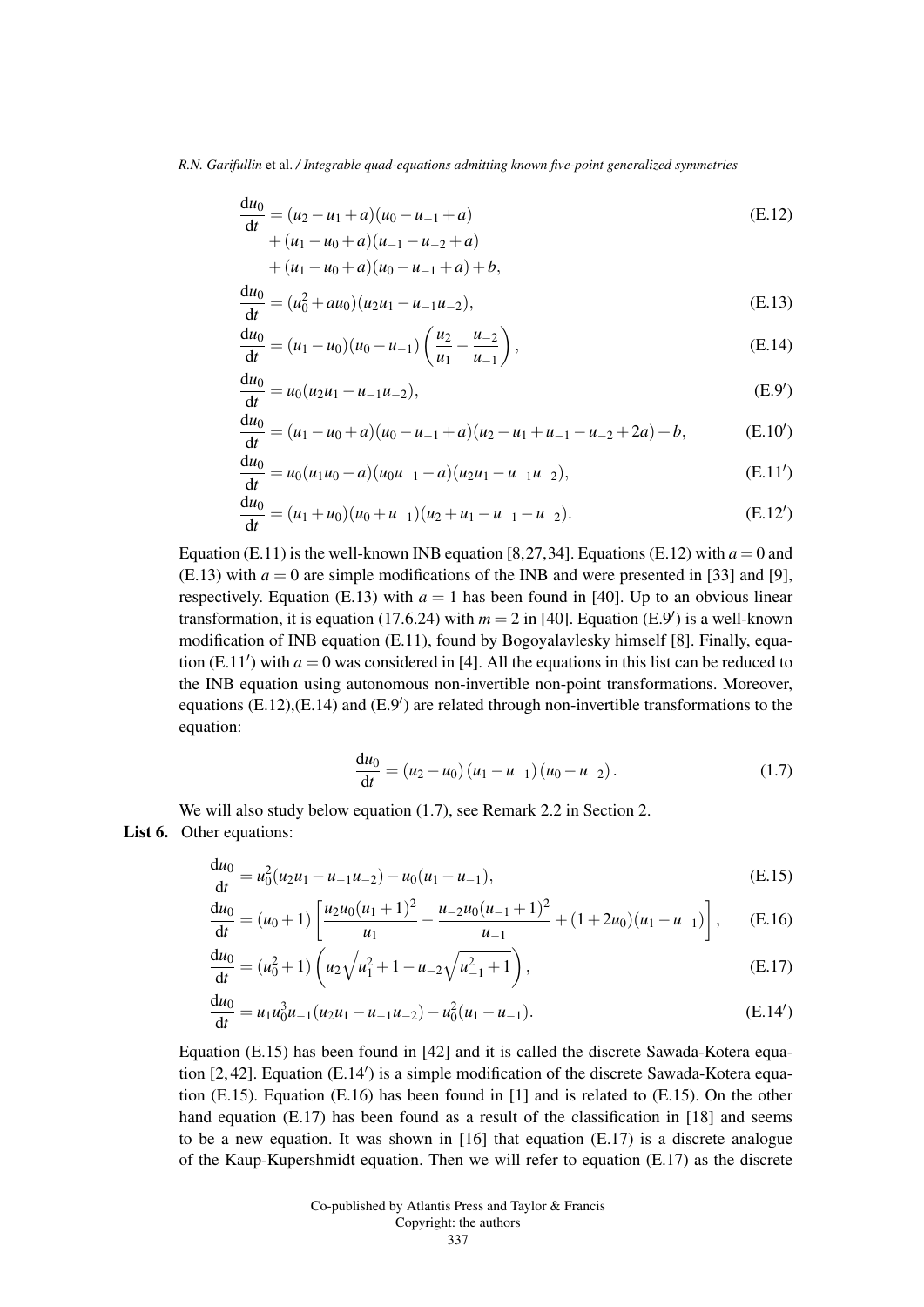$$\frac{\mathrm{d}u_0}{\mathrm{d}t} = (u_2 - u_1 + a)(u_0 - u_{-1} + a) + (u_1 - u_0 + a)(u_{-1} - u_{-2} + a) + (u_1 - u_0 + a)(u_0 - u_{-1} + a) + b, \tag{E.12}$$

$$\frac{\mathrm{d}u_0}{\mathrm{d}t} = (u_0^2 + au_0)(u_2 u_1 - u_{-1} u_{-2}), \tag{E.13}$$

$$\frac{\mathrm{d}u_0}{\mathrm{d}t} = (u_1 - u_0)(u_0 - u_{-1}) \left( \frac{u_2}{u_1} - \frac{u_{-2}}{u_{-1}} \right), \tag{E.14}$$

$$\frac{\mathrm{d}u_0}{\mathrm{d}t} = u_0(u_2 u_1 - u_{-1} u_{-2}), \tag{E.9$'$}$$

$$\frac{\mathrm{d}u_0}{\mathrm{d}t} = (u_1 - u_0 + a)(u_0 - u_{-1} + a)(u_2 - u_1 + u_{-1} - u_{-2} + 2a) + b, \tag{E.10$'$}$$

$$\frac{\mathrm{d}u_0}{\mathrm{d}t} = u_0(u_1 u_0 - a)(u_0 u_{-1} - a)(u_2 u_1 - u_{-1} u_{-2}), \tag{E.11$'$}$$

$$\frac{\mathrm{d}u_0}{\mathrm{d}t} = (u_1 + u_0)(u_0 + u_{-1})(u_2 + u_1 - u_{-1} - u_{-2}). \tag{E.12$'$}$$

Equation (E.11) is the well-known INB equation [8,27,34]. Equations (E.12) with $a = 0$ and (E.13) with $a = 0$ are simple modifications of the INB and were presented in [33] and [9], respectively. Equation (E.13) with $a = 1$ has been found in [40]. Up to an obvious linear transformation, it is equation (17.6.24) with $m = 2$ in [40]. Equation (E.9$'$) is a well-known modification of INB equation (E.11), found by Bogoyalavlesky himself [8]. Finally, equation (E.11$'$) with $a = 0$ was considered in [4]. All the equations in this list can be reduced to the INB equation using autonomous non-invertible non-point transformations. Moreover, equations (E.12),(E.14) and (E.9$'$) are related through non-invertible transformations to the equation:

$$\frac{\mathrm{d}u_0}{\mathrm{d}t} = (u_2 - u_0)(u_1 - u_{-1})(u_0 - u_{-2}). \tag{1.7}$$

We will also study below equation (1.7), see Remark 2.2 in Section 2.

**List 6.** Other equations:

$$\frac{\mathrm{d}u_0}{\mathrm{d}t} = u_0^2(u_2 u_1 - u_{-1} u_{-2}) - u_0(u_1 - u_{-1}), \tag{E.15}$$

$$\frac{\mathrm{d}u_0}{\mathrm{d}t} = (u_0 + 1) \left[ \frac{u_2 u_0 (u_1 + 1)^2}{u_1} - \frac{u_{-2} u_0 (u_{-1} + 1)^2}{u_{-1}} + (1 + 2u_0)(u_1 - u_{-1}) \right], \tag{E.16}$$

$$\frac{\mathrm{d}u_0}{\mathrm{d}t} = (u_0^2 + 1) \left( u_2 \sqrt{u_1^2 + 1} - u_{-2} \sqrt{u_{-1}^2 + 1} \right), \tag{E.17}$$

$$\frac{\mathrm{d}u_0}{\mathrm{d}t} = u_1 u_0^3 u_{-1}(u_2 u_1 - u_{-1} u_{-2}) - u_0^2(u_1 - u_{-1}). \tag{E.14$'$}$$

Equation (E.15) has been found in [42] and it is called the discrete Sawada-Kotera equation [2,42]. Equation (E.14$'$) is a simple modification of the discrete Sawada-Kotera equation (E.15). Equation (E.16) has been found in [1] and is related to (E.15). On the other hand equation (E.17) has been found as a result of the classification in [18] and seems to be a new equation. It was shown in [16] that equation (E.17) is a discrete analogue of the Kaup-Kupershmidt equation. Then we will refer to equation (E.17) as the discrete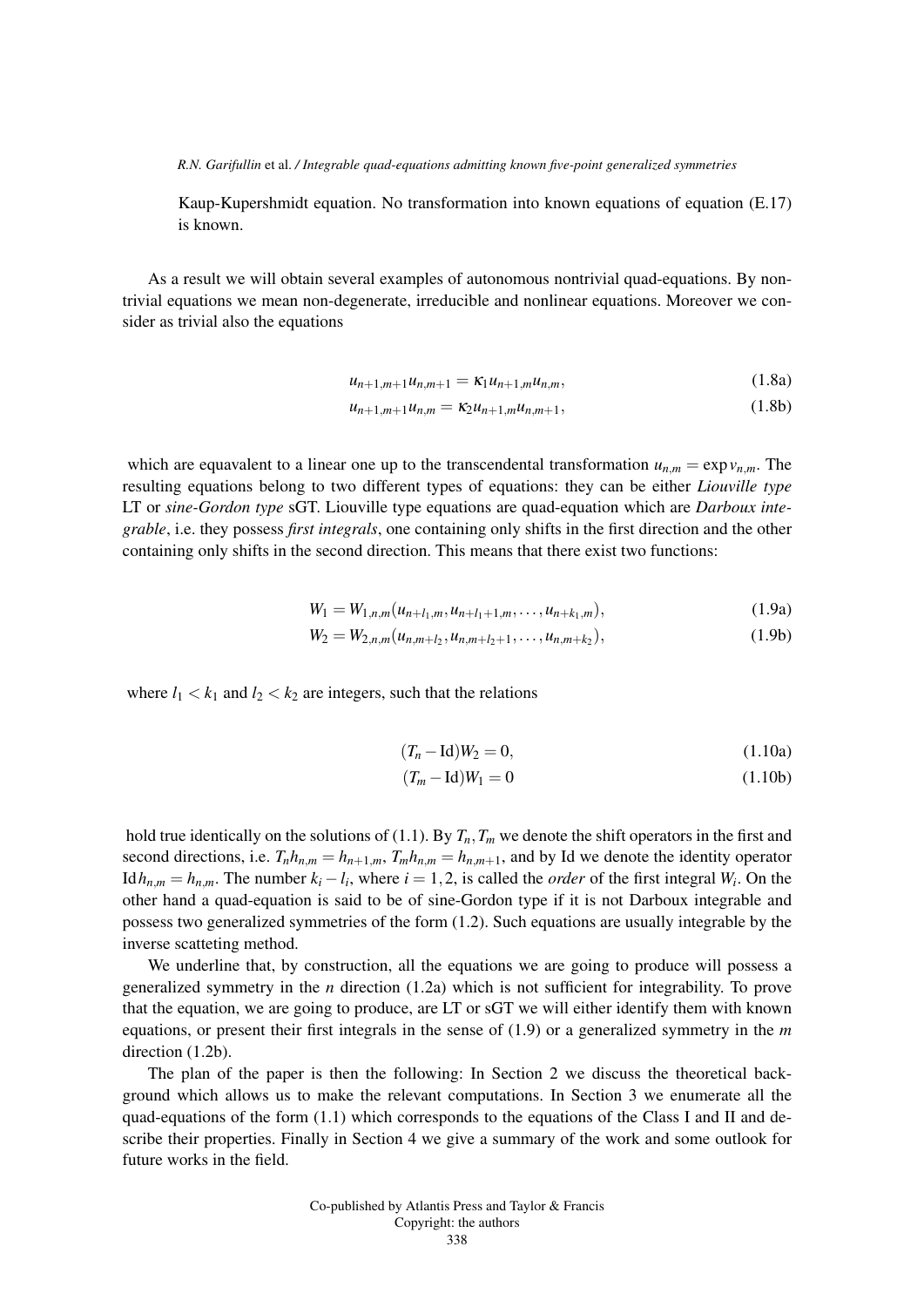Kaup-Kupershmidt equation. No transformation into known equations of equation (E.17) is known.

As a result we will obtain several examples of autonomous nontrivial quad-equations. By nontrivial equations we mean non-degenerate, irreducible and nonlinear equations. Moreover we consider as trivial also the equations

$$u_{n+1,m+1}u_{n,m+1} = \kappa_1 u_{n+1,m}u_{n,m}, \tag{1.8a}$$

$$u_{n+1,m+1}u_{n,m} = \kappa_2 u_{n+1,m}u_{n,m+1}, \tag{1.8b}$$

which are equavalent to a linear one up to the transcendental transformation $u_{n,m} = \exp v_{n,m}$. The resulting equations belong to two different types of equations: they can be either *Liouville type* LT or *sine-Gordon type* sGT. Liouville type equations are quad-equation which are *Darboux integrable*, i.e. they possess *first integrals*, one containing only shifts in the first direction and the other containing only shifts in the second direction. This means that there exist two functions:

$$W_1 = W_{1,n,m}(u_{n+l_1,m}, u_{n+l_1+1,m}, \ldots, u_{n+k_1,m}), \tag{1.9a}$$

$$W_2 = W_{2,n,m}(u_{n,m+l_2}, u_{n,m+l_2+1}, \ldots, u_{n,m+k_2}), \tag{1.9b}$$

where $l_1 < k_1$ and $l_2 < k_2$ are integers, such that the relations

$$(T_n - \mathrm{Id})W_2 = 0, \tag{1.10a}$$

$$(T_m - \mathrm{Id})W_1 = 0 \tag{1.10b}$$

hold true identically on the solutions of (1.1). By $T_n, T_m$ we denote the shift operators in the first and second directions, i.e. $T_n h_{n,m} = h_{n+1,m}$, $T_m h_{n,m} = h_{n,m+1}$, and by Id we denote the identity operator $\mathrm{Id}\, h_{n,m} = h_{n,m}$. The number $k_i - l_i$, where $i = 1,2$, is called the *order* of the first integral $W_i$. On the other hand a quad-equation is said to be of sine-Gordon type if it is not Darboux integrable and possess two generalized symmetries of the form (1.2). Such equations are usually integrable by the inverse scatteting method.

We underline that, by construction, all the equations we are going to produce will possess a generalized symmetry in the $n$ direction (1.2a) which is not sufficient for integrability. To prove that the equation, we are going to produce, are LT or sGT we will either identify them with known equations, or present their first integrals in the sense of (1.9) or a generalized symmetry in the $m$ direction (1.2b).

The plan of the paper is then the following: In Section 2 we discuss the theoretical background which allows us to make the relevant computations. In Section 3 we enumerate all the quad-equations of the form (1.1) which corresponds to the equations of the Class I and II and describe their properties. Finally in Section 4 we give a summary of the work and some outlook for future works in the field.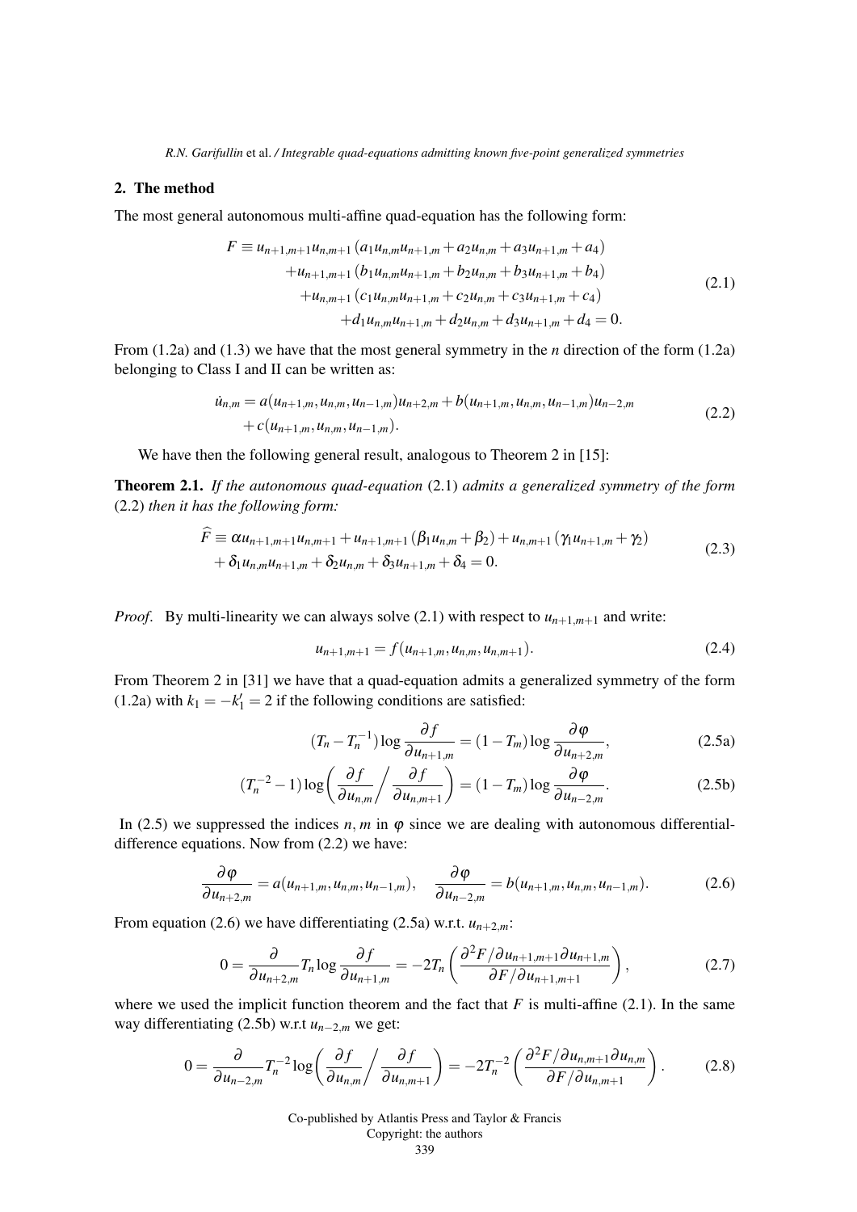## 2. The method

The most general autonomous multi-affine quad-equation has the following form:

$$
\begin{aligned}
F \equiv u_{n+1,m+1}u_{n,m+1}\left(a_1 u_{n,m}u_{n+1,m} + a_2 u_{n,m} + a_3 u_{n+1,m} + a_4\right)& \\
+u_{n+1,m+1}\left(b_1 u_{n,m}u_{n+1,m} + b_2 u_{n,m} + b_3 u_{n+1,m} + b_4\right)& \\
+u_{n,m+1}\left(c_1 u_{n,m}u_{n+1,m} + c_2 u_{n,m} + c_3 u_{n+1,m} + c_4\right)& \\
+d_1 u_{n,m}u_{n+1,m} + d_2 u_{n,m} + d_3 u_{n+1,m} + d_4 = 0.&
\end{aligned}
\tag{2.1}
$$

From (1.2a) and (1.3) we have that the most general symmetry in the $n$ direction of the form (1.2a) belonging to Class I and II can be written as:

$$
\begin{aligned}
\dot{u}_{n,m} = a(u_{n+1,m}, u_{n,m}, u_{n-1,m})u_{n+2,m} + b(u_{n+1,m}, u_{n,m}, u_{n-1,m})u_{n-2,m}& \\
+ c(u_{n+1,m}, u_{n,m}, u_{n-1,m}).&
\end{aligned}
\tag{2.2}
$$

We have then the following general result, analogous to Theorem 2 in [15]:

**Theorem 2.1.** *If the autonomous quad-equation* (2.1) *admits a generalized symmetry of the form* (2.2) *then it has the following form:*

$$
\begin{aligned}
\widehat{F} \equiv \alpha u_{n+1,m+1}u_{n,m+1} + u_{n+1,m+1}\left(\beta_1 u_{n,m} + \beta_2\right) + u_{n,m+1}\left(\gamma_1 u_{n+1,m} + \gamma_2\right)& \\
+ \delta_1 u_{n,m}u_{n+1,m} + \delta_2 u_{n,m} + \delta_3 u_{n+1,m} + \delta_4 = 0.&
\end{aligned}
\tag{2.3}
$$

*Proof.* By multi-linearity we can always solve (2.1) with respect to $u_{n+1,m+1}$ and write:

$$
u_{n+1,m+1} = f(u_{n+1,m}, u_{n,m}, u_{n,m+1}). \tag{2.4}
$$

From Theorem 2 in [31] we have that a quad-equation admits a generalized symmetry of the form (1.2a) with $k_1 = -k_1' = 2$ if the following conditions are satisfied:

$$
(T_n - T_n^{-1})\log\frac{\partial f}{\partial u_{n+1,m}} = (1 - T_m)\log\frac{\partial \varphi}{\partial u_{n+2,m}}, \tag{2.5a}
$$

$$
(T_n^{-2} - 1)\log\left(\frac{\partial f}{\partial u_{n,m}}\bigg/\frac{\partial f}{\partial u_{n,m+1}}\right) = (1 - T_m)\log\frac{\partial \varphi}{\partial u_{n-2,m}}. \tag{2.5b}
$$

In (2.5) we suppressed the indices $n, m$ in $\varphi$ since we are dealing with autonomous differential-difference equations. Now from (2.2) we have:

$$
\frac{\partial \varphi}{\partial u_{n+2,m}} = a(u_{n+1,m}, u_{n,m}, u_{n-1,m}), \quad \frac{\partial \varphi}{\partial u_{n-2,m}} = b(u_{n+1,m}, u_{n,m}, u_{n-1,m}). \tag{2.6}
$$

From equation (2.6) we have differentiating (2.5a) w.r.t. $u_{n+2,m}$:

$$
0 = \frac{\partial}{\partial u_{n+2,m}} T_n \log\frac{\partial f}{\partial u_{n+1,m}} = -2T_n\left(\frac{\partial^2 F/\partial u_{n+1,m+1}\partial u_{n+1,m}}{\partial F/\partial u_{n+1,m+1}}\right), \tag{2.7}
$$

where we used the implicit function theorem and the fact that $F$ is multi-affine (2.1). In the same way differentiating (2.5b) w.r.t $u_{n-2,m}$ we get:

$$
0 = \frac{\partial}{\partial u_{n-2,m}} T_n^{-2} \log\left(\frac{\partial f}{\partial u_{n,m}}\bigg/\frac{\partial f}{\partial u_{n,m+1}}\right) = -2T_n^{-2}\left(\frac{\partial^2 F/\partial u_{n,m+1}\partial u_{n,m}}{\partial F/\partial u_{n,m+1}}\right). \tag{2.8}
$$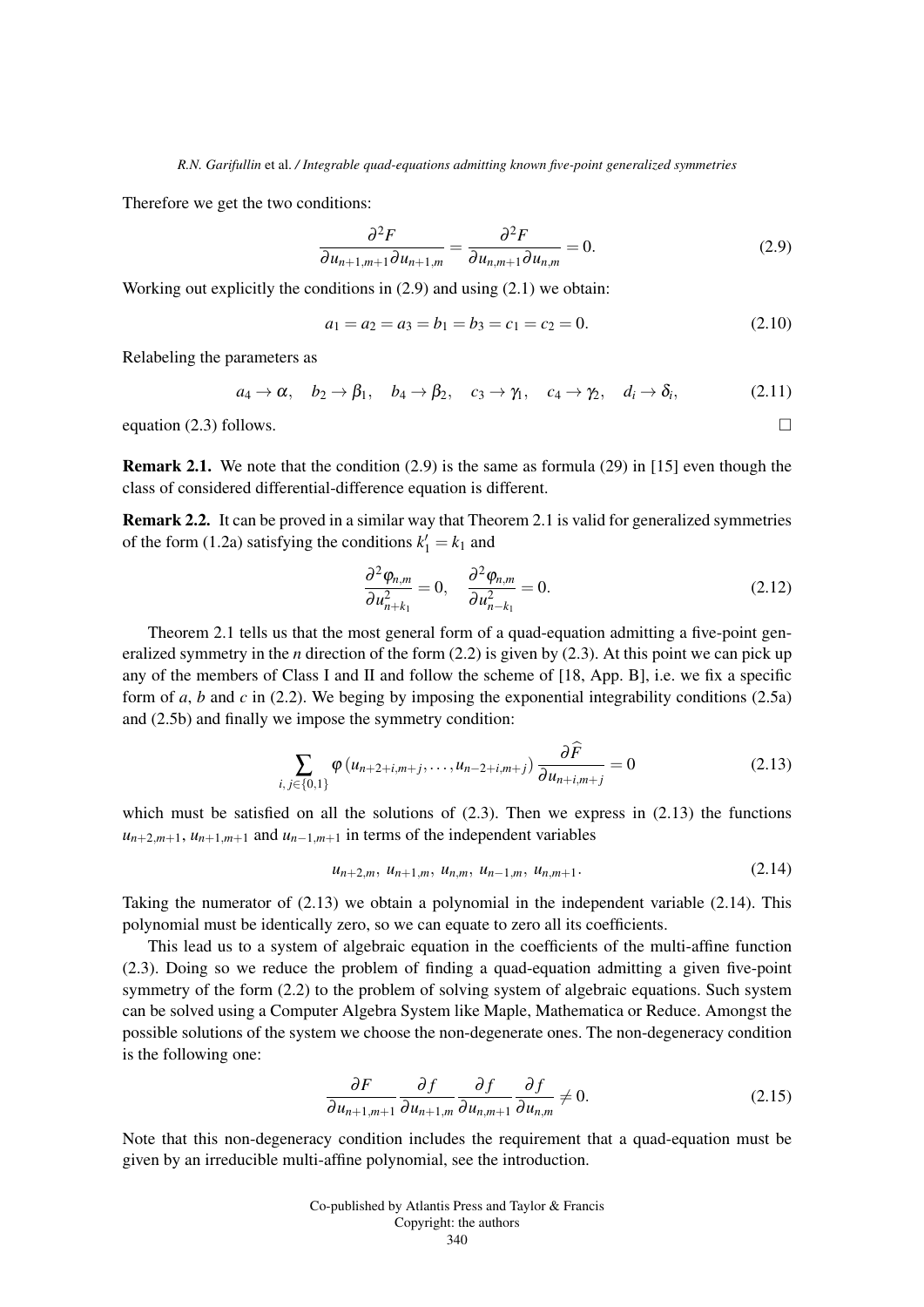Therefore we get the two conditions:

$$\frac{\partial^2 F}{\partial u_{n+1,m+1} \partial u_{n+1,m}} = \frac{\partial^2 F}{\partial u_{n,m+1} \partial u_{n,m}} = 0. \tag{2.9}$$

Working out explicitly the conditions in (2.9) and using (2.1) we obtain:

$$a_1 = a_2 = a_3 = b_1 = b_3 = c_1 = c_2 = 0. \tag{2.10}$$

Relabeling the parameters as

$$a_4 \to \alpha, \quad b_2 \to \beta_1, \quad b_4 \to \beta_2, \quad c_3 \to \gamma_1, \quad c_4 \to \gamma_2, \quad d_i \to \delta_i, \tag{2.11}$$

equation (2.3) follows. □

**Remark 2.1.** We note that the condition (2.9) is the same as formula (29) in [15] even though the class of considered differential-difference equation is different.

**Remark 2.2.** It can be proved in a similar way that Theorem 2.1 is valid for generalized symmetries of the form (1.2a) satisfying the conditions $k_1' = k_1$ and

$$\frac{\partial^2 \varphi_{n,m}}{\partial u_{n+k_1}^2} = 0, \quad \frac{\partial^2 \varphi_{n,m}}{\partial u_{n-k_1}^2} = 0. \tag{2.12}$$

Theorem 2.1 tells us that the most general form of a quad-equation admitting a five-point generalized symmetry in the $n$ direction of the form (2.2) is given by (2.3). At this point we can pick up any of the members of Class I and II and follow the scheme of [18, App. B], i.e. we fix a specific form of $a$, $b$ and $c$ in (2.2). We beging by imposing the exponential integrability conditions (2.5a) and (2.5b) and finally we impose the symmetry condition:

$$\sum_{i,\, j \in \{0,1\}} \varphi\left(u_{n+2+i,m+j}, \ldots, u_{n-2+i,m+j}\right) \frac{\partial \widehat{F}}{\partial u_{n+i,m+j}} = 0 \tag{2.13}$$

which must be satisfied on all the solutions of (2.3). Then we express in (2.13) the functions $u_{n+2,m+1}$, $u_{n+1,m+1}$ and $u_{n-1,m+1}$ in terms of the independent variables

$$u_{n+2,m},\ u_{n+1,m},\ u_{n,m},\ u_{n-1,m},\ u_{n,m+1}. \tag{2.14}$$

Taking the numerator of (2.13) we obtain a polynomial in the independent variable (2.14). This polynomial must be identically zero, so we can equate to zero all its coefficients.

This lead us to a system of algebraic equation in the coefficients of the multi-affine function (2.3). Doing so we reduce the problem of finding a quad-equation admitting a given five-point symmetry of the form (2.2) to the problem of solving system of algebraic equations. Such system can be solved using a Computer Algebra System like Maple, Mathematica or Reduce. Amongst the possible solutions of the system we choose the non-degenerate ones. The non-degeneracy condition is the following one:

$$\frac{\partial F}{\partial u_{n+1,m+1}} \frac{\partial f}{\partial u_{n+1,m}} \frac{\partial f}{\partial u_{n,m+1}} \frac{\partial f}{\partial u_{n,m}} \neq 0. \tag{2.15}$$

Note that this non-degeneracy condition includes the requirement that a quad-equation must be given by an irreducible multi-affine polynomial, see the introduction.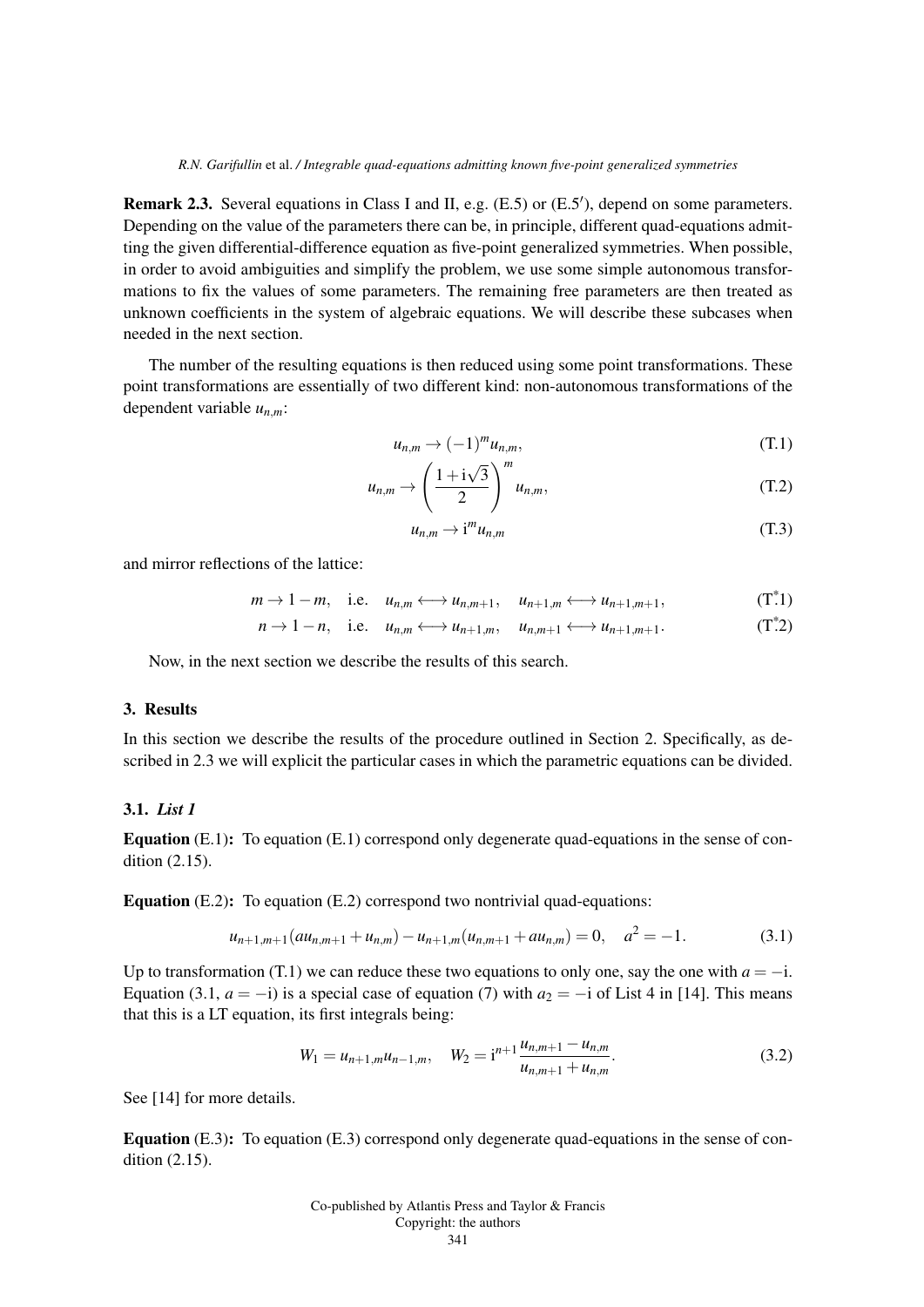**Remark 2.3.** Several equations in Class I and II, e.g. (E.5) or (E.5′), depend on some parameters. Depending on the value of the parameters there can be, in principle, different quad-equations admitting the given differential-difference equation as five-point generalized symmetries. When possible, in order to avoid ambiguities and simplify the problem, we use some simple autonomous transformations to fix the values of some parameters. The remaining free parameters are then treated as unknown coefficients in the system of algebraic equations. We will describe these subcases when needed in the next section.

The number of the resulting equations is then reduced using some point transformations. These point transformations are essentially of two different kind: non-autonomous transformations of the dependent variable $u_{n,m}$:

$$u_{n,m} \to (-1)^m u_{n,m}, \tag{T.1}$$

$$u_{n,m} \to \left(\frac{1+\mathrm{i}\sqrt{3}}{2}\right)^m u_{n,m}, \tag{T.2}$$

$$u_{n,m} \to \mathrm{i}^m u_{n,m} \tag{T.3}$$

and mirror reflections of the lattice:

$$m \to 1-m, \quad \text{i.e.} \quad u_{n,m} \longleftrightarrow u_{n,m+1}, \quad u_{n+1,m} \longleftrightarrow u_{n+1,m+1}, \tag{T$^*$1}$$

$$n \to 1-n, \quad \text{i.e.} \quad u_{n,m} \longleftrightarrow u_{n+1,m}, \quad u_{n,m+1} \longleftrightarrow u_{n+1,m+1}. \tag{T$^*$2}$$

Now, in the next section we describe the results of this search.

## 3. Results

In this section we describe the results of the procedure outlined in Section 2. Specifically, as described in 2.3 we will explicit the particular cases in which the parametric equations can be divided.

### 3.1. *List 1*

**Equation** (E.1)**:** To equation (E.1) correspond only degenerate quad-equations in the sense of condition (2.15).

**Equation** (E.2)**:** To equation (E.2) correspond two nontrivial quad-equations:

$$u_{n+1,m+1}(au_{n,m+1}+u_{n,m}) - u_{n+1,m}(u_{n,m+1}+au_{n,m}) = 0, \quad a^2 = -1. \tag{3.1}$$

Up to transformation (T.1) we can reduce these two equations to only one, say the one with $a = -\mathrm{i}$. Equation (3.1, $a = -\mathrm{i}$) is a special case of equation (7) with $a_2 = -\mathrm{i}$ of List 4 in [14]. This means that this is a LT equation, its first integrals being:

$$W_1 = u_{n+1,m}u_{n-1,m}, \quad W_2 = \mathrm{i}^{n+1}\frac{u_{n,m+1}-u_{n,m}}{u_{n,m+1}+u_{n,m}}. \tag{3.2}$$

See [14] for more details.

**Equation** (E.3)**:** To equation (E.3) correspond only degenerate quad-equations in the sense of condition (2.15).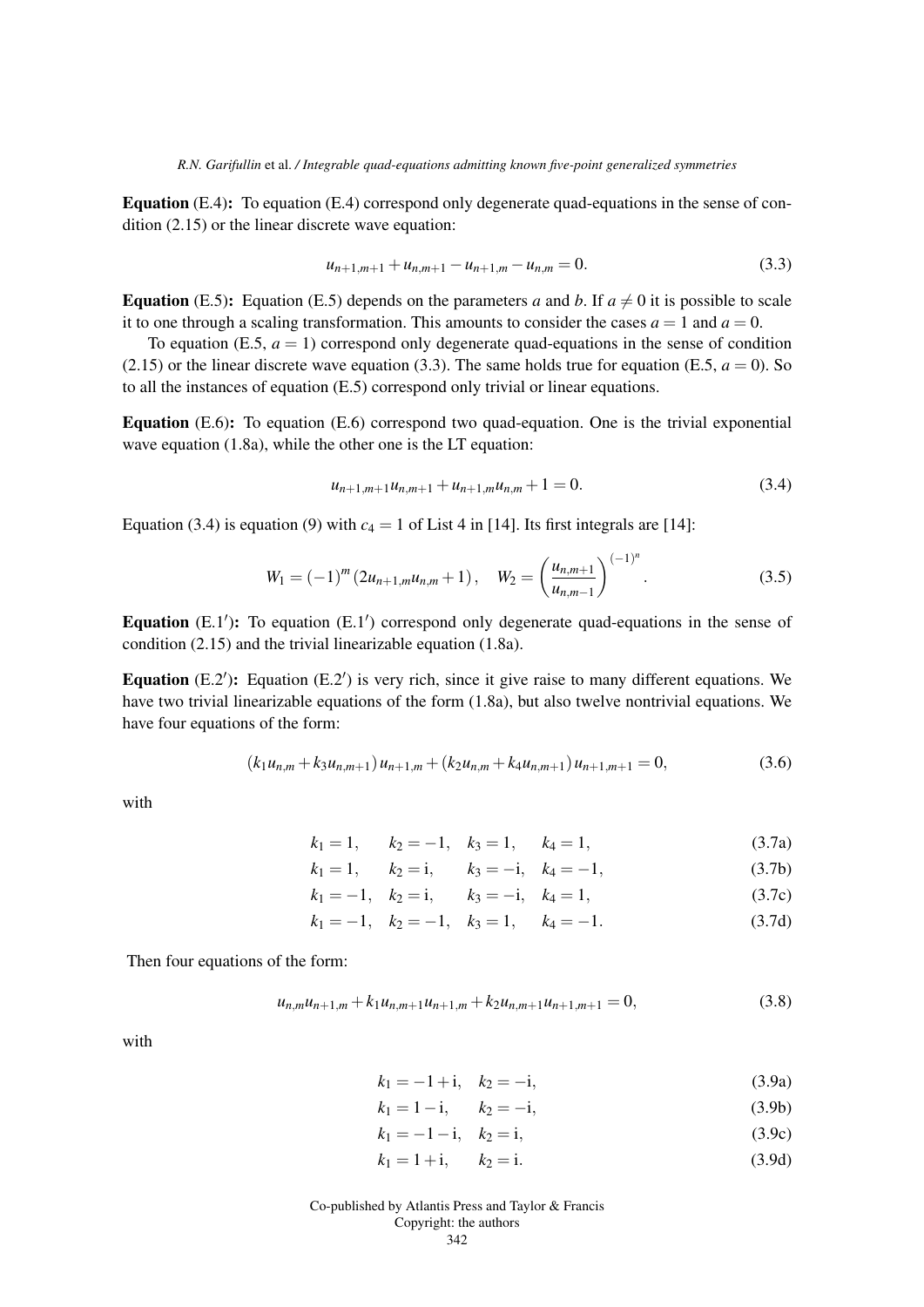**Equation** (E.4)**:** To equation (E.4) correspond only degenerate quad-equations in the sense of condition (2.15) or the linear discrete wave equation:

$$u_{n+1,m+1} + u_{n,m+1} - u_{n+1,m} - u_{n,m} = 0. \tag{3.3}$$

**Equation** (E.5)**:** Equation (E.5) depends on the parameters $a$ and $b$. If $a \neq 0$ it is possible to scale it to one through a scaling transformation. This amounts to consider the cases $a = 1$ and $a = 0$.

To equation (E.5, $a = 1$) correspond only degenerate quad-equations in the sense of condition (2.15) or the linear discrete wave equation (3.3). The same holds true for equation (E.5, $a = 0$). So to all the instances of equation (E.5) correspond only trivial or linear equations.

**Equation** (E.6)**:** To equation (E.6) correspond two quad-equation. One is the trivial exponential wave equation (1.8a), while the other one is the LT equation:

$$u_{n+1,m+1}u_{n,m+1} + u_{n+1,m}u_{n,m} + 1 = 0. \tag{3.4}$$

Equation (3.4) is equation (9) with $c_4 = 1$ of List 4 in [14]. Its first integrals are [14]:

$$W_1 = (-1)^m \left(2u_{n+1,m}u_{n,m} + 1\right), \quad W_2 = \left(\frac{u_{n,m+1}}{u_{n,m-1}}\right)^{(-1)^n}. \tag{3.5}$$

**Equation** (E.1$'$)**:** To equation (E.1$'$) correspond only degenerate quad-equations in the sense of condition (2.15) and the trivial linearizable equation (1.8a).

**Equation** (E.2$'$)**:** Equation (E.2$'$) is very rich, since it give raise to many different equations. We have two trivial linearizable equations of the form (1.8a), but also twelve nontrivial equations. We have four equations of the form:

$$\left(k_1 u_{n,m} + k_3 u_{n,m+1}\right) u_{n+1,m} + \left(k_2 u_{n,m} + k_4 u_{n,m+1}\right) u_{n+1,m+1} = 0, \tag{3.6}$$

with

$$k_1 = 1, \quad k_2 = -1, \quad k_3 = 1, \quad k_4 = 1, \tag{3.7a}$$

$$k_1 = 1, \quad k_2 = \mathrm{i}, \quad k_3 = -\mathrm{i}, \quad k_4 = -1, \tag{3.7b}$$

$$k_1 = -1, \quad k_2 = \mathrm{i}, \quad k_3 = -\mathrm{i}, \quad k_4 = 1, \tag{3.7c}$$

$$k_1 = -1, \quad k_2 = -1, \quad k_3 = 1, \quad k_4 = -1. \tag{3.7d}$$

Then four equations of the form:

$$u_{n,m}u_{n+1,m} + k_1 u_{n,m+1}u_{n+1,m} + k_2 u_{n,m+1}u_{n+1,m+1} = 0, \tag{3.8}$$

with

$$k_1 = -1 + \mathrm{i}, \quad k_2 = -\mathrm{i}, \tag{3.9a}$$

$$k_1 = 1 - \mathrm{i}, \quad k_2 = -\mathrm{i}, \tag{3.9b}$$

$$k_1 = -1 - \mathrm{i}, \quad k_2 = \mathrm{i}, \tag{3.9c}$$

$$k_1 = 1 + \mathrm{i}, \quad k_2 = \mathrm{i}. \tag{3.9d}$$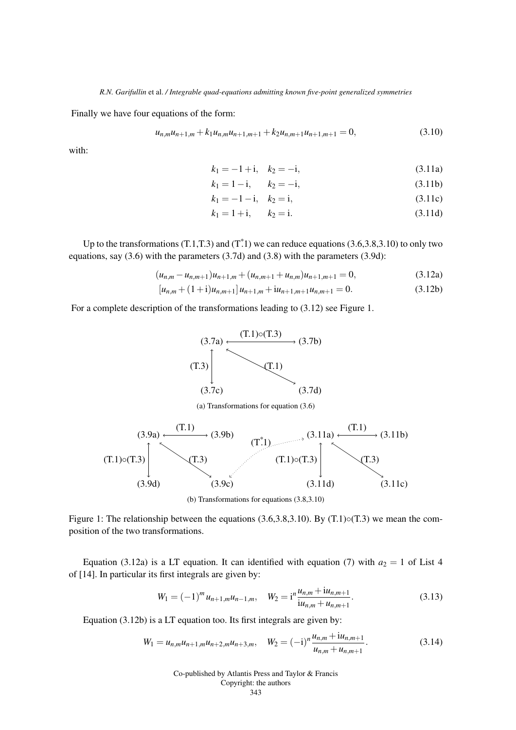Finally we have four equations of the form:

$$u_{n,m}u_{n+1,m} + k_1 u_{n,m}u_{n+1,m+1} + k_2 u_{n,m+1}u_{n+1,m+1} = 0, \tag{3.10}$$

with:

$$k_1 = -1 + \mathrm{i}, \quad k_2 = -\mathrm{i}, \tag{3.11a}$$

$$k_1 = 1 - \mathrm{i}, \quad k_2 = -\mathrm{i}, \tag{3.11b}$$

$$k_1 = -1 - \mathrm{i}, \quad k_2 = \mathrm{i}, \tag{3.11c}$$

$$k_1 = 1 + \mathrm{i}, \quad k_2 = \mathrm{i}. \tag{3.11d}$$

Up to the transformations (T.1,T.3) and (T$^*$.1) we can reduce equations (3.6,3.8,3.10) to only two equations, say (3.6) with the parameters (3.7d) and (3.8) with the parameters (3.9d):

$$(u_{n,m} - u_{n,m+1})u_{n+1,m} + (u_{n,m+1} + u_{n,m})u_{n+1,m+1} = 0, \tag{3.12a}$$

$$\left[u_{n,m} + (1+\mathrm{i})u_{n,m+1}\right]u_{n+1,m} + \mathrm{i}u_{n+1,m+1}u_{n,m+1} = 0. \tag{3.12b}$$

For a complete description of the transformations leading to (3.12) see Figure 1.

(3.7a) ⟷[(T.1)∘(T.3)] (3.7b); (3.7a) ⟷[(T.3)] (3.7c); (3.7a) ⟷[(T.1)] (3.7d)

(a) Transformations for equation (3.6)

(3.9a) ⟷[(T.1)] (3.9b); (3.9a) ⟷[(T.1)∘(T.3)] (3.9d); (3.9a) ⟷[(T.3)] (3.9c); (3.9c) ⇢[(T$^*$.1)] (3.11a); (3.11a) ⟷[(T.1)] (3.11b); (3.11a) ⟷[(T.1)∘(T.3)] (3.11d); (3.11a) ⟷[(T.3)] (3.11c)

(b) Transformations for equations (3.8,3.10)

Figure 1: The relationship between the equations (3.6,3.8,3.10). By (T.1)∘(T.3) we mean the composition of the two transformations.

Equation (3.12a) is a LT equation. It can identified with equation (7) with $a_2 = 1$ of List 4 of [14]. In particular its first integrals are given by:

$$W_1 = (-1)^m u_{n+1,m}u_{n-1,m}, \quad W_2 = \mathrm{i}^n \frac{u_{n,m} + \mathrm{i}u_{n,m+1}}{\mathrm{i}u_{n,m} + u_{n,m+1}}. \tag{3.13}$$

Equation (3.12b) is a LT equation too. Its first integrals are given by:

$$W_1 = u_{n,m}u_{n+1,m}u_{n+2,m}u_{n+3,m}, \quad W_2 = (-\mathrm{i})^n \frac{u_{n,m} + \mathrm{i}u_{n,m+1}}{u_{n,m} + u_{n,m+1}}. \tag{3.14}$$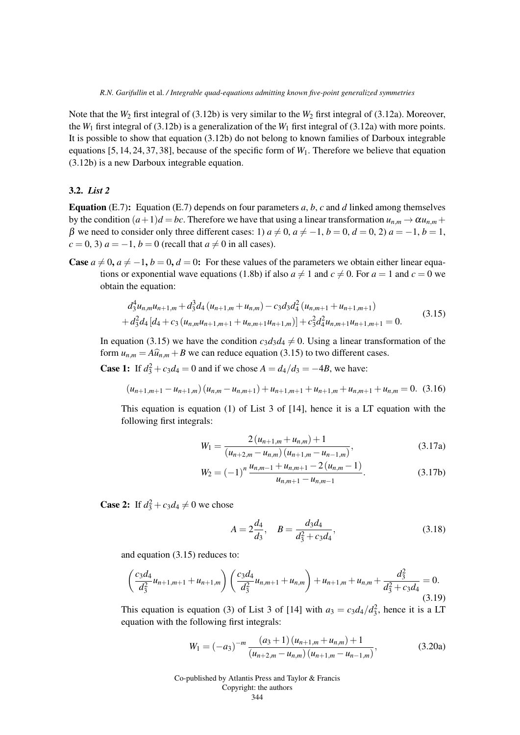Note that the $W_2$ first integral of (3.12b) is very similar to the $W_2$ first integral of (3.12a). Moreover, the $W_1$ first integral of (3.12b) is a generalization of the $W_1$ first integral of (3.12a) with more points. It is possible to show that equation (3.12b) do not belong to known families of Darboux integrable equations [5, 14, 24, 37, 38], because of the specific form of $W_1$. Therefore we believe that equation (3.12b) is a new Darboux integrable equation.

### 3.2. *List 2*

**Equation (E.7):** Equation (E.7) depends on four parameters $a$, $b$, $c$ and $d$ linked among themselves by the condition $(a+1)d = bc$. Therefore we have that using a linear transformation $u_{n,m} \to \alpha u_{n,m} + \beta$ we need to consider only three different cases: 1) $a \neq 0$, $a \neq -1$, $b = 0$, $d = 0$, 2) $a = -1$, $b = 1$, $c = 0$, 3) $a = -1$, $b = 0$ (recall that $a \neq 0$ in all cases).

**Case $a \neq 0$, $a \neq -1$, $b = 0$, $d = 0$:** For these values of the parameters we obtain either linear equations or exponential wave equations (1.8b) if also $a \neq 1$ and $c \neq 0$. For $a = 1$ and $c = 0$ we obtain the equation:

$$
\begin{aligned}
&d_3^4 u_{n,m} u_{n+1,m} + d_3^3 d_4 \left(u_{n+1,m} + u_{n,m}\right) - c_3 d_3 d_4^2 \left(u_{n,m+1} + u_{n+1,m+1}\right) \\
&+ d_3^2 d_4 \left[d_4 + c_3 \left(u_{n,m} u_{n+1,m+1} + u_{n,m+1} u_{n+1,m}\right)\right] + c_3^2 d_4^2 u_{n,m+1} u_{n+1,m+1} = 0.
\end{aligned}
\tag{3.15}
$$

In equation (3.15) we have the condition $c_3 d_3 d_4 \neq 0$. Using a linear transformation of the form $u_{n,m} = A\widehat{u}_{n,m} + B$ we can reduce equation (3.15) to two different cases.

**Case 1:** If $d_3^2 + c_3 d_4 = 0$ and if we chose $A = d_4/d_3 = -4B$, we have:

$$
\left(u_{n+1,m+1} - u_{n+1,m}\right)\left(u_{n,m} - u_{n,m+1}\right) + u_{n+1,m+1} + u_{n+1,m} + u_{n,m+1} + u_{n,m} = 0. \tag{3.16}
$$

This equation is equation (1) of List 3 of [14], hence it is a LT equation with the following first integrals:

$$
W_1 = \frac{2\left(u_{n+1,m} + u_{n,m}\right) + 1}{\left(u_{n+2,m} - u_{n,m}\right)\left(u_{n+1,m} - u_{n-1,m}\right)}, \tag{3.17a}
$$

$$
W_2 = (-1)^n \frac{u_{n,m-1} + u_{n,m+1} - 2\left(u_{n,m} - 1\right)}{u_{n,m+1} - u_{n,m-1}}. \tag{3.17b}
$$

**Case 2:** If $d_3^2 + c_3 d_4 \neq 0$ we chose

$$
A = 2\frac{d_4}{d_3}, \quad B = \frac{d_3 d_4}{d_3^2 + c_3 d_4}, \tag{3.18}
$$

and equation (3.15) reduces to:

$$
\left(\frac{c_3 d_4}{d_3^2} u_{n+1,m+1} + u_{n+1,m}\right)\left(\frac{c_3 d_4}{d_3^2} u_{n,m+1} + u_{n,m}\right) + u_{n+1,m} + u_{n,m} + \frac{d_3^2}{d_3^2 + c_3 d_4} = 0. \tag{3.19}
$$

This equation is equation (3) of List 3 of [14] with $a_3 = c_3 d_4/d_3^2$, hence it is a LT equation with the following first integrals:

$$
W_1 = (-a_3)^{-m} \frac{\left(a_3 + 1\right)\left(u_{n+1,m} + u_{n,m}\right) + 1}{\left(u_{n+2,m} - u_{n,m}\right)\left(u_{n+1,m} - u_{n-1,m}\right)}, \tag{3.20a}
$$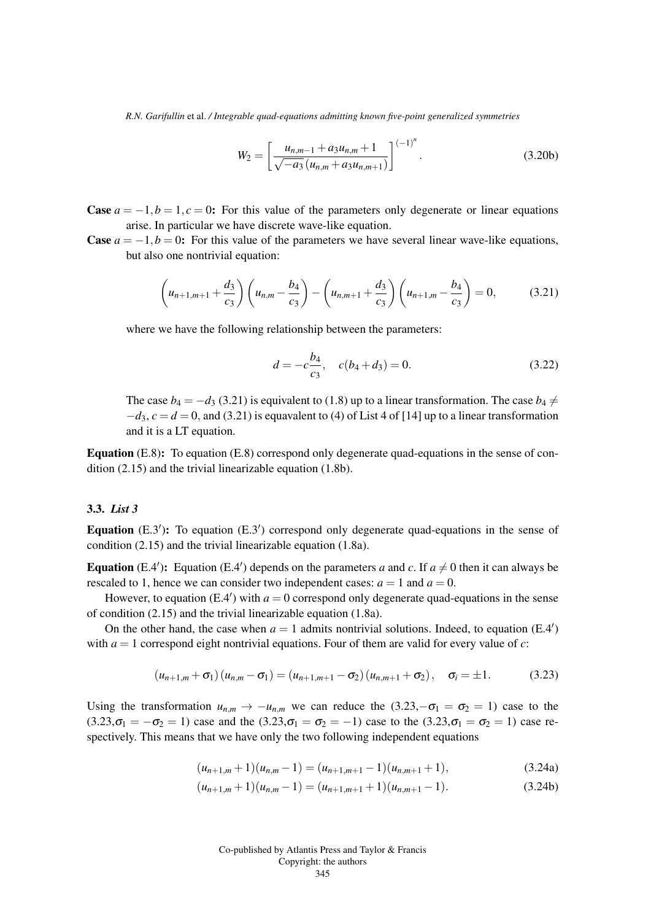$$W_2 = \left[ \frac{u_{n,m-1} + a_3 u_{n,m} + 1}{\sqrt{-a_3}\,(u_{n,m} + a_3 u_{n,m+1})} \right]^{(-1)^n}. \tag{3.20b}$$

**Case** $a = -1, b = 1, c = 0$**:** For this value of the parameters only degenerate or linear equations arise. In particular we have discrete wave-like equation.

**Case** $a = -1, b = 0$**:** For this value of the parameters we have several linear wave-like equations, but also one nontrivial equation:

$$\left(u_{n+1,m+1} + \frac{d_3}{c_3}\right)\left(u_{n,m} - \frac{b_4}{c_3}\right) - \left(u_{n,m+1} + \frac{d_3}{c_3}\right)\left(u_{n+1,m} - \frac{b_4}{c_3}\right) = 0, \tag{3.21}$$

where we have the following relationship between the parameters:

$$d = -c\frac{b_4}{c_3}, \quad c(b_4 + d_3) = 0. \tag{3.22}$$

The case $b_4 = -d_3$ (3.21) is equivalent to (1.8) up to a linear transformation. The case $b_4 \neq -d_3$, $c = d = 0$, and (3.21) is equavalent to (4) of List 4 of [14] up to a linear transformation and it is a LT equation.

**Equation** (E.8)**:** To equation (E.8) correspond only degenerate quad-equations in the sense of condition (2.15) and the trivial linearizable equation (1.8b).

### 3.3. *List 3*

**Equation** (E.3′)**:** To equation (E.3′) correspond only degenerate quad-equations in the sense of condition (2.15) and the trivial linearizable equation (1.8a).

**Equation** (E.4′)**:** Equation (E.4′) depends on the parameters $a$ and $c$. If $a \neq 0$ then it can always be rescaled to 1, hence we can consider two independent cases: $a = 1$ and $a = 0$.

However, to equation (E.4′) with $a = 0$ correspond only degenerate quad-equations in the sense of condition (2.15) and the trivial linearizable equation (1.8a).

On the other hand, the case when $a = 1$ admits nontrivial solutions. Indeed, to equation (E.4′) with $a = 1$ correspond eight nontrivial equations. Four of them are valid for every value of $c$:

$$(u_{n+1,m} + \sigma_1)(u_{n,m} - \sigma_1) = (u_{n+1,m+1} - \sigma_2)(u_{n,m+1} + \sigma_2), \quad \sigma_i = \pm 1. \tag{3.23}$$

Using the transformation $u_{n,m} \to -u_{n,m}$ we can reduce the $(3.23, -\sigma_1 = \sigma_2 = 1)$ case to the $(3.23, \sigma_1 = -\sigma_2 = 1)$ case and the $(3.23, \sigma_1 = \sigma_2 = -1)$ case to the $(3.23, \sigma_1 = \sigma_2 = 1)$ case respectively. This means that we have only the two following independent equations

$$(u_{n+1,m} + 1)(u_{n,m} - 1) = (u_{n+1,m+1} - 1)(u_{n,m+1} + 1), \tag{3.24a}$$

$$(u_{n+1,m} + 1)(u_{n,m} - 1) = (u_{n+1,m+1} + 1)(u_{n,m+1} - 1). \tag{3.24b}$$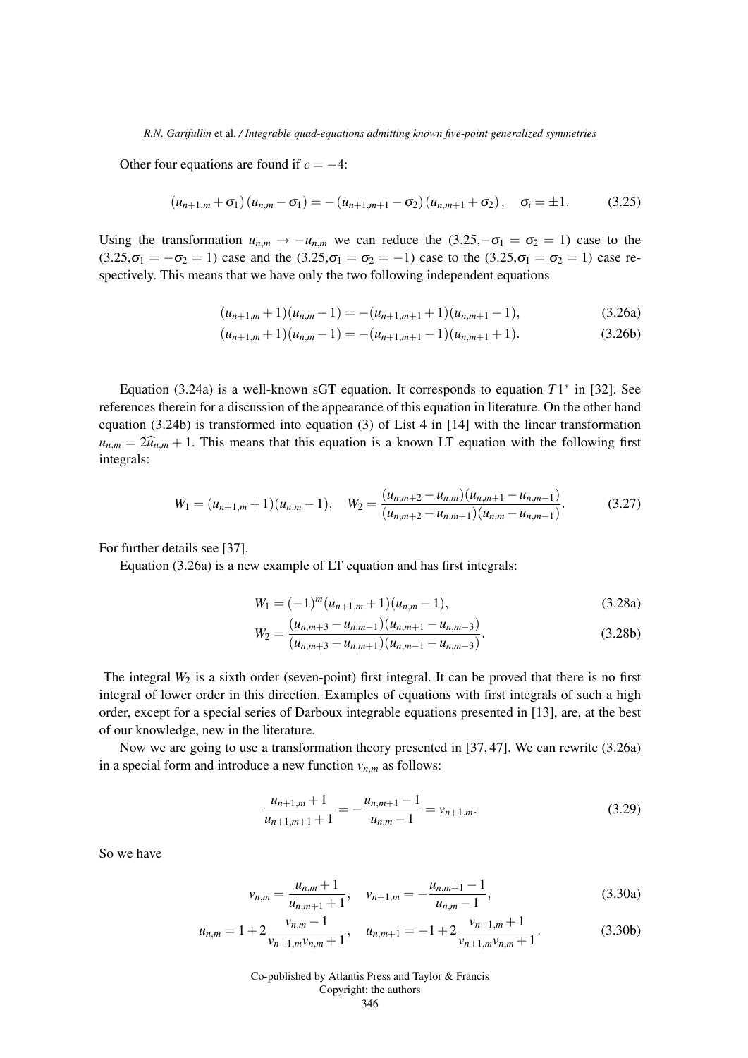Other four equations are found if $c = -4$:

$$
(u_{n+1,m} + \sigma_1)(u_{n,m} - \sigma_1) = -(u_{n+1,m+1} - \sigma_2)(u_{n,m+1} + \sigma_2), \quad \sigma_i = \pm 1. \tag{3.25}
$$

Using the transformation $u_{n,m} \to -u_{n,m}$ we can reduce the $(3.25, -\sigma_1 = \sigma_2 = 1)$ case to the $(3.25, \sigma_1 = -\sigma_2 = 1)$ case and the $(3.25, \sigma_1 = \sigma_2 = -1)$ case to the $(3.25, \sigma_1 = \sigma_2 = 1)$ case respectively. This means that we have only the two following independent equations

$$
(u_{n+1,m} + 1)(u_{n,m} - 1) = -(u_{n+1,m+1} + 1)(u_{n,m+1} - 1), \tag{3.26a}
$$

$$
(u_{n+1,m} + 1)(u_{n,m} - 1) = -(u_{n+1,m+1} - 1)(u_{n,m+1} + 1). \tag{3.26b}
$$

Equation (3.24a) is a well-known sGT equation. It corresponds to equation $T1^*$ in [32]. See references therein for a discussion of the appearance of this equation in literature. On the other hand equation (3.24b) is transformed into equation (3) of List 4 in [14] with the linear transformation $u_{n,m} = 2\widehat{u}_{n,m} + 1$. This means that this equation is a known LT equation with the following first integrals:

$$
W_1 = (u_{n+1,m} + 1)(u_{n,m} - 1), \quad W_2 = \frac{(u_{n,m+2} - u_{n,m})(u_{n,m+1} - u_{n,m-1})}{(u_{n,m+2} - u_{n,m+1})(u_{n,m} - u_{n,m-1})}. \tag{3.27}
$$

For further details see [37].

Equation (3.26a) is a new example of LT equation and has first integrals:

$$
W_1 = (-1)^m (u_{n+1,m} + 1)(u_{n,m} - 1), \tag{3.28a}
$$

$$
W_2 = \frac{(u_{n,m+3} - u_{n,m-1})(u_{n,m+1} - u_{n,m-3})}{(u_{n,m+3} - u_{n,m+1})(u_{n,m-1} - u_{n,m-3})}. \tag{3.28b}
$$

The integral $W_2$ is a sixth order (seven-point) first integral. It can be proved that there is no first integral of lower order in this direction. Examples of equations with first integrals of such a high order, except for a special series of Darboux integrable equations presented in [13], are, at the best of our knowledge, new in the literature.

Now we are going to use a transformation theory presented in [37, 47]. We can rewrite (3.26a) in a special form and introduce a new function $v_{n,m}$ as follows:

$$
\frac{u_{n+1,m} + 1}{u_{n+1,m+1} + 1} = -\frac{u_{n,m+1} - 1}{u_{n,m} - 1} = v_{n+1,m}. \tag{3.29}
$$

So we have

$$
v_{n,m} = \frac{u_{n,m} + 1}{u_{n,m+1} + 1}, \quad v_{n+1,m} = -\frac{u_{n,m+1} - 1}{u_{n,m} - 1}, \tag{3.30a}
$$

$$
u_{n,m} = 1 + 2\frac{v_{n,m} - 1}{v_{n+1,m} v_{n,m} + 1}, \quad u_{n,m+1} = -1 + 2\frac{v_{n+1,m} + 1}{v_{n+1,m} v_{n,m} + 1}. \tag{3.30b}
$$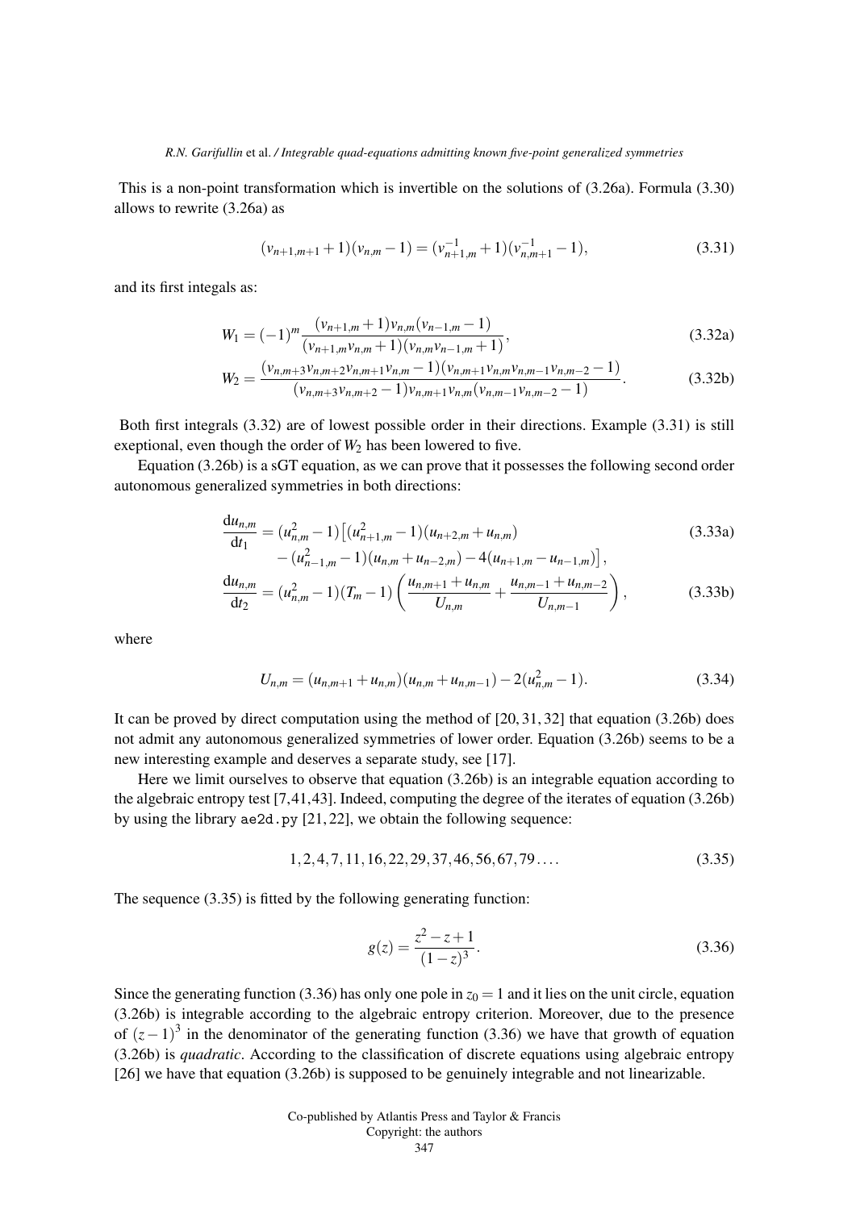This is a non-point transformation which is invertible on the solutions of (3.26a). Formula (3.30) allows to rewrite (3.26a) as

$$(v_{n+1,m+1}+1)(v_{n,m}-1) = (v_{n+1,m}^{-1}+1)(v_{n,m+1}^{-1}-1), \tag{3.31}$$

and its first integals as:

$$W_1 = (-1)^m \frac{(v_{n+1,m}+1)v_{n,m}(v_{n-1,m}-1)}{(v_{n+1,m}v_{n,m}+1)(v_{n,m}v_{n-1,m}+1)}, \tag{3.32a}$$

$$W_2 = \frac{(v_{n,m+3}v_{n,m+2}v_{n,m+1}v_{n,m}-1)(v_{n,m+1}v_{n,m}v_{n,m-1}v_{n,m-2}-1)}{(v_{n,m+3}v_{n,m+2}-1)v_{n,m+1}v_{n,m}(v_{n,m-1}v_{n,m-2}-1)}. \tag{3.32b}$$

Both first integrals (3.32) are of lowest possible order in their directions. Example (3.31) is still exeptional, even though the order of $W_2$ has been lowered to five.

Equation (3.26b) is a sGT equation, as we can prove that it possesses the following second order autonomous generalized symmetries in both directions:

$$\begin{aligned}\frac{\mathrm{d}u_{n,m}}{\mathrm{d}t_1} = (u_{n,m}^2-1)\big[&(u_{n+1,m}^2-1)(u_{n+2,m}+u_{n,m}) \\ &-(u_{n-1,m}^2-1)(u_{n,m}+u_{n-2,m}) - 4(u_{n+1,m}-u_{n-1,m})\big],\end{aligned} \tag{3.33a}$$

$$\frac{\mathrm{d}u_{n,m}}{\mathrm{d}t_2} = (u_{n,m}^2-1)(T_m-1)\left(\frac{u_{n,m+1}+u_{n,m}}{U_{n,m}} + \frac{u_{n,m-1}+u_{n,m-2}}{U_{n,m-1}}\right), \tag{3.33b}$$

where

$$U_{n,m} = (u_{n,m+1}+u_{n,m})(u_{n,m}+u_{n,m-1}) - 2(u_{n,m}^2-1). \tag{3.34}$$

It can be proved by direct computation using the method of [20, 31, 32] that equation (3.26b) does not admit any autonomous generalized symmetries of lower order. Equation (3.26b) seems to be a new interesting example and deserves a separate study, see [17].

Here we limit ourselves to observe that equation (3.26b) is an integrable equation according to the algebraic entropy test [7,41,43]. Indeed, computing the degree of the iterates of equation (3.26b) by using the library `ae2d.py` [21, 22], we obtain the following sequence:

$$1, 2, 4, 7, 11, 16, 22, 29, 37, 46, 56, 67, 79 \dots. \tag{3.35}$$

The sequence (3.35) is fitted by the following generating function:

$$g(z) = \frac{z^2-z+1}{(1-z)^3}. \tag{3.36}$$

Since the generating function (3.36) has only one pole in $z_0 = 1$ and it lies on the unit circle, equation (3.26b) is integrable according to the algebraic entropy criterion. Moreover, due to the presence of $(z-1)^3$ in the denominator of the generating function (3.36) we have that growth of equation (3.26b) is *quadratic*. According to the classification of discrete equations using algebraic entropy [26] we have that equation (3.26b) is supposed to be genuinely integrable and not linearizable.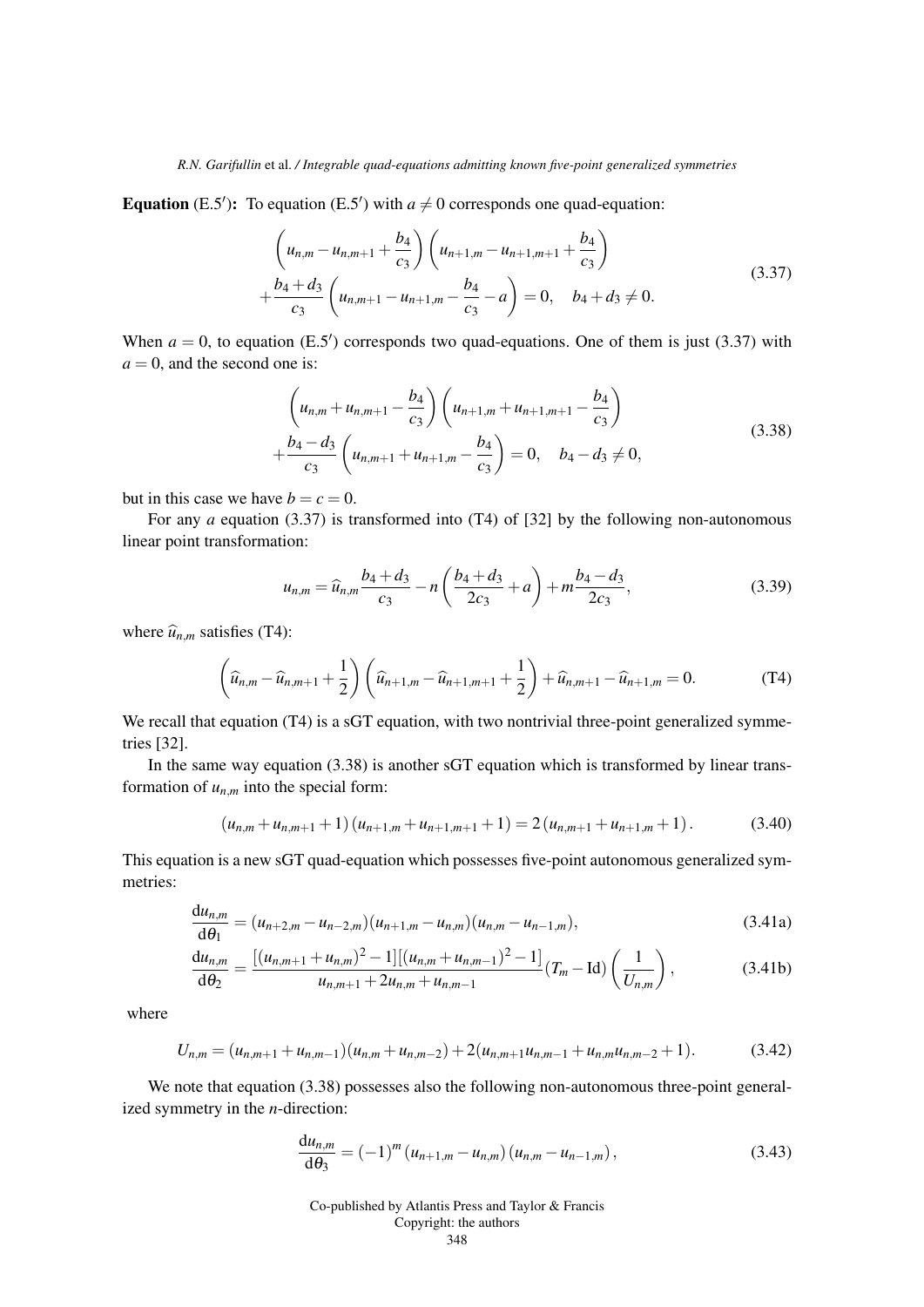**Equation (E.5′):** To equation (E.5′) with $a \neq 0$ corresponds one quad-equation:

$$\left(u_{n,m} - u_{n,m+1} + \frac{b_4}{c_3}\right)\left(u_{n+1,m} - u_{n+1,m+1} + \frac{b_4}{c_3}\right) + \frac{b_4 + d_3}{c_3}\left(u_{n,m+1} - u_{n+1,m} - \frac{b_4}{c_3} - a\right) = 0, \quad b_4 + d_3 \neq 0. \tag{3.37}$$

When $a = 0$, to equation (E.5′) corresponds two quad-equations. One of them is just (3.37) with $a = 0$, and the second one is:

$$\left(u_{n,m} + u_{n,m+1} - \frac{b_4}{c_3}\right)\left(u_{n+1,m} + u_{n+1,m+1} - \frac{b_4}{c_3}\right) + \frac{b_4 - d_3}{c_3}\left(u_{n,m+1} + u_{n+1,m} - \frac{b_4}{c_3}\right) = 0, \quad b_4 - d_3 \neq 0, \tag{3.38}$$

but in this case we have $b = c = 0$.

For any $a$ equation (3.37) is transformed into (T4) of [32] by the following non-autonomous linear point transformation:

$$u_{n,m} = \widehat{u}_{n,m}\frac{b_4 + d_3}{c_3} - n\left(\frac{b_4 + d_3}{2c_3} + a\right) + m\frac{b_4 - d_3}{2c_3}, \tag{3.39}$$

where $\widehat{u}_{n,m}$ satisfies (T4):

$$\left(\widehat{u}_{n,m} - \widehat{u}_{n,m+1} + \frac{1}{2}\right)\left(\widehat{u}_{n+1,m} - \widehat{u}_{n+1,m+1} + \frac{1}{2}\right) + \widehat{u}_{n,m+1} - \widehat{u}_{n+1,m} = 0. \tag{T4}$$

We recall that equation (T4) is a sGT equation, with two nontrivial three-point generalized symmetries [32].

In the same way equation (3.38) is another sGT equation which is transformed by linear transformation of $u_{n,m}$ into the special form:

$$(u_{n,m} + u_{n,m+1} + 1)(u_{n+1,m} + u_{n+1,m+1} + 1) = 2(u_{n,m+1} + u_{n+1,m} + 1). \tag{3.40}$$

This equation is a new sGT quad-equation which possesses five-point autonomous generalized symmetries:

$$\frac{\mathrm{d}u_{n,m}}{\mathrm{d}\theta_1} = (u_{n+2,m} - u_{n-2,m})(u_{n+1,m} - u_{n,m})(u_{n,m} - u_{n-1,m}), \tag{3.41a}$$

$$\frac{\mathrm{d}u_{n,m}}{\mathrm{d}\theta_2} = \frac{[(u_{n,m+1} + u_{n,m})^2 - 1][(u_{n,m} + u_{n,m-1})^2 - 1]}{u_{n,m+1} + 2u_{n,m} + u_{n,m-1}}(T_m - \mathrm{Id})\left(\frac{1}{U_{n,m}}\right), \tag{3.41b}$$

where

$$U_{n,m} = (u_{n,m+1} + u_{n,m-1})(u_{n,m} + u_{n,m-2}) + 2(u_{n,m+1}u_{n,m-1} + u_{n,m}u_{n,m-2} + 1). \tag{3.42}$$

We note that equation (3.38) possesses also the following non-autonomous three-point generalized symmetry in the $n$-direction:

$$\frac{\mathrm{d}u_{n,m}}{\mathrm{d}\theta_3} = (-1)^m(u_{n+1,m} - u_{n,m})(u_{n,m} - u_{n-1,m}), \tag{3.43}$$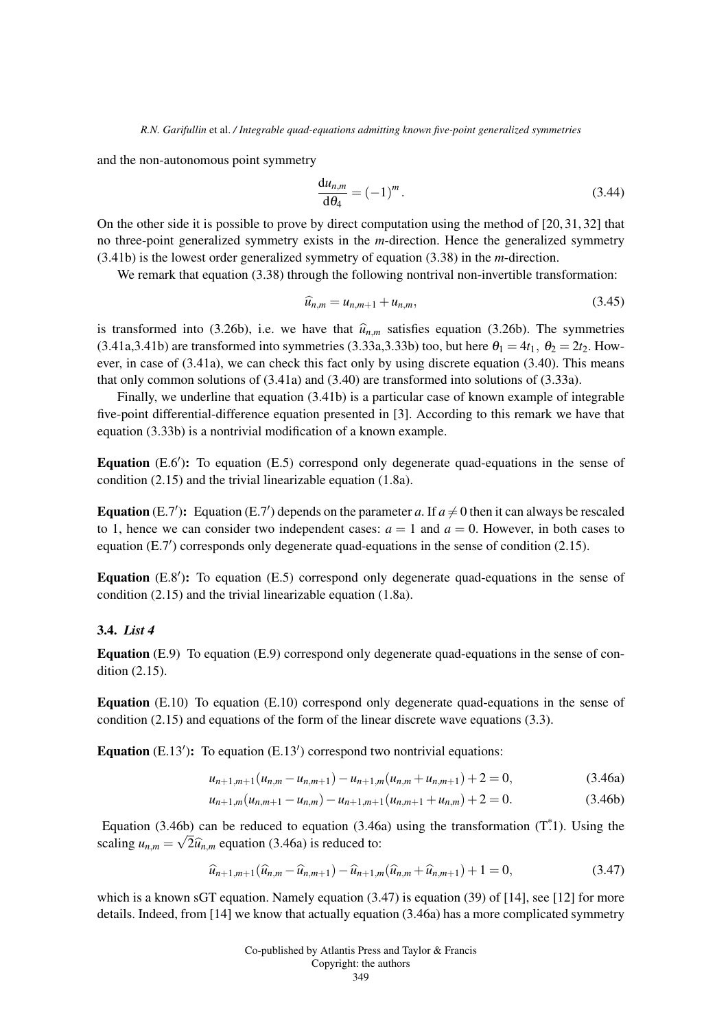and the non-autonomous point symmetry

$$\frac{\mathrm{d}u_{n,m}}{\mathrm{d}\theta_4} = (-1)^m. \tag{3.44}$$

On the other side it is possible to prove by direct computation using the method of [20, 31, 32] that no three-point generalized symmetry exists in the $m$-direction. Hence the generalized symmetry (3.41b) is the lowest order generalized symmetry of equation (3.38) in the $m$-direction.

We remark that equation (3.38) through the following nontrival non-invertible transformation:

$$\widehat{u}_{n,m} = u_{n,m+1} + u_{n,m}, \tag{3.45}$$

is transformed into (3.26b), i.e. we have that $\widehat{u}_{n,m}$ satisfies equation (3.26b). The symmetries (3.41a,3.41b) are transformed into symmetries (3.33a,3.33b) too, but here $\theta_1 = 4t_1,\ \theta_2 = 2t_2$. However, in case of (3.41a), we can check this fact only by using discrete equation (3.40). This means that only common solutions of (3.41a) and (3.40) are transformed into solutions of (3.33a).

Finally, we underline that equation (3.41b) is a particular case of known example of integrable five-point differential-difference equation presented in [3]. According to this remark we have that equation (3.33b) is a nontrivial modification of a known example.

**Equation** (E.6′)**:** To equation (E.5) correspond only degenerate quad-equations in the sense of condition (2.15) and the trivial linearizable equation (1.8a).

**Equation** (E.7′)**:** Equation (E.7′) depends on the parameter $a$. If $a \neq 0$ then it can always be rescaled to 1, hence we can consider two independent cases: $a = 1$ and $a = 0$. However, in both cases to equation (E.7′) corresponds only degenerate quad-equations in the sense of condition (2.15).

**Equation** (E.8′)**:** To equation (E.5) correspond only degenerate quad-equations in the sense of condition (2.15) and the trivial linearizable equation (1.8a).

### 3.4. *List 4*

**Equation** (E.9) To equation (E.9) correspond only degenerate quad-equations in the sense of condition (2.15).

**Equation** (E.10) To equation (E.10) correspond only degenerate quad-equations in the sense of condition (2.15) and equations of the form of the linear discrete wave equations (3.3).

**Equation** (E.13′)**:** To equation (E.13′) correspond two nontrivial equations:

$$u_{n+1,m+1}(u_{n,m} - u_{n,m+1}) - u_{n+1,m}(u_{n,m} + u_{n,m+1}) + 2 = 0, \tag{3.46a}$$

$$u_{n+1,m}(u_{n,m+1} - u_{n,m}) - u_{n+1,m+1}(u_{n,m+1} + u_{n,m}) + 2 = 0. \tag{3.46b}$$

Equation (3.46b) can be reduced to equation (3.46a) using the transformation ($\mathrm{T}^{*}$1). Using the scaling $u_{n,m} = \sqrt{2}\widehat{u}_{n,m}$ equation (3.46a) is reduced to:

$$\widehat{u}_{n+1,m+1}(\widehat{u}_{n,m} - \widehat{u}_{n,m+1}) - \widehat{u}_{n+1,m}(\widehat{u}_{n,m} + \widehat{u}_{n,m+1}) + 1 = 0, \tag{3.47}$$

which is a known sGT equation. Namely equation (3.47) is equation (39) of [14], see [12] for more details. Indeed, from [14] we know that actually equation (3.46a) has a more complicated symmetry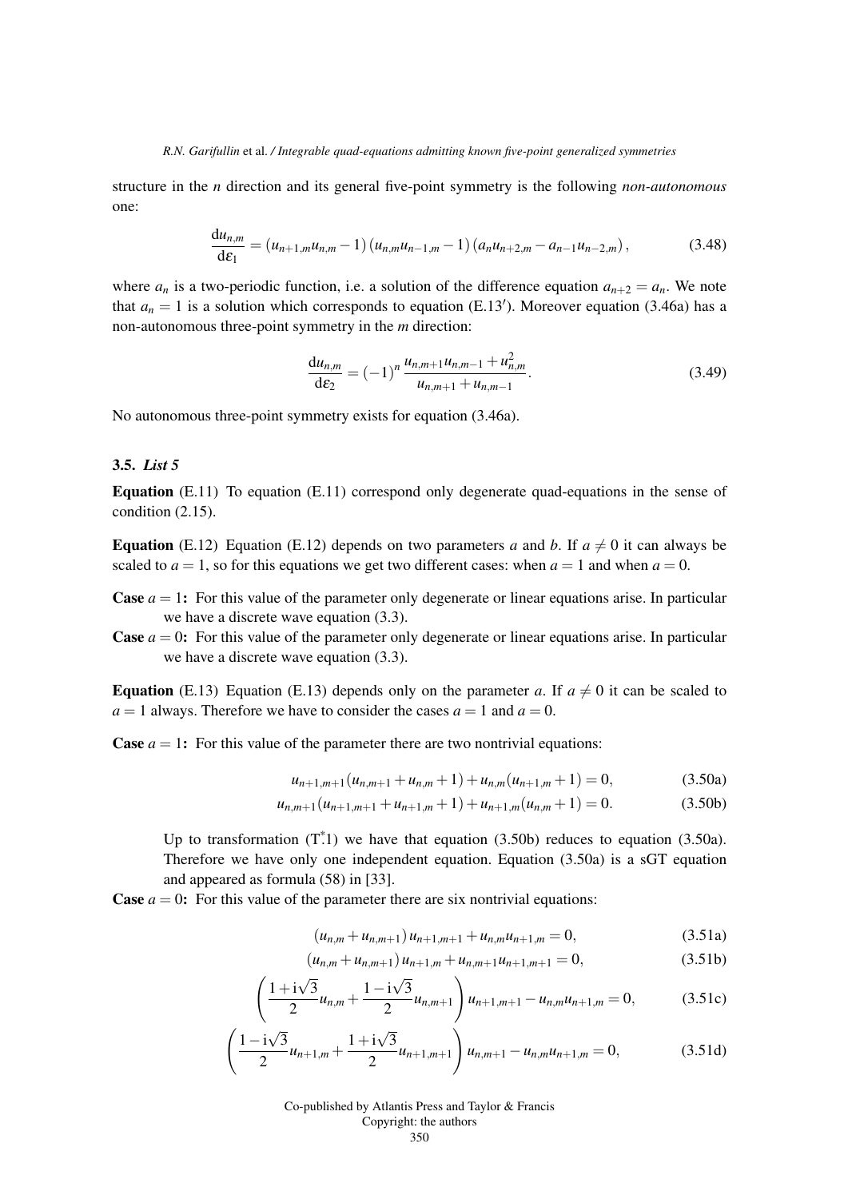structure in the $n$ direction and its general five-point symmetry is the following *non-autonomous* one:

$$\frac{\mathrm{d}u_{n,m}}{\mathrm{d}\varepsilon_1} = (u_{n+1,m}u_{n,m} - 1)(u_{n,m}u_{n-1,m} - 1)(a_n u_{n+2,m} - a_{n-1}u_{n-2,m}), \tag{3.48}$$

where $a_n$ is a two-periodic function, i.e. a solution of the difference equation $a_{n+2} = a_n$. We note that $a_n = 1$ is a solution which corresponds to equation (E.13′). Moreover equation (3.46a) has a non-autonomous three-point symmetry in the $m$ direction:

$$\frac{\mathrm{d}u_{n,m}}{\mathrm{d}\varepsilon_2} = (-1)^n \frac{u_{n,m+1}u_{n,m-1} + u_{n,m}^2}{u_{n,m+1} + u_{n,m-1}}. \tag{3.49}$$

No autonomous three-point symmetry exists for equation (3.46a).

### 3.5. *List 5*

**Equation** (E.11) To equation (E.11) correspond only degenerate quad-equations in the sense of condition (2.15).

**Equation** (E.12) Equation (E.12) depends on two parameters $a$ and $b$. If $a \neq 0$ it can always be scaled to $a = 1$, so for this equations we get two different cases: when $a = 1$ and when $a = 0$.

**Case** $a = 1$**:** For this value of the parameter only degenerate or linear equations arise. In particular we have a discrete wave equation (3.3).

**Case** $a = 0$**:** For this value of the parameter only degenerate or linear equations arise. In particular we have a discrete wave equation (3.3).

**Equation** (E.13) Equation (E.13) depends only on the parameter $a$. If $a \neq 0$ it can be scaled to $a = 1$ always. Therefore we have to consider the cases $a = 1$ and $a = 0$.

**Case** $a = 1$**:** For this value of the parameter there are two nontrivial equations:

$$u_{n+1,m+1}(u_{n,m+1} + u_{n,m} + 1) + u_{n,m}(u_{n+1,m} + 1) = 0, \tag{3.50a}$$

$$u_{n,m+1}(u_{n+1,m+1} + u_{n+1,m} + 1) + u_{n+1,m}(u_{n,m} + 1) = 0. \tag{3.50b}$$

Up to transformation ($\overset{*}{\mathrm{T}}1$) we have that equation (3.50b) reduces to equation (3.50a). Therefore we have only one independent equation. Equation (3.50a) is a sGT equation and appeared as formula (58) in [33].

**Case** $a = 0$**:** For this value of the parameter there are six nontrivial equations:

$$(u_{n,m} + u_{n,m+1})\, u_{n+1,m+1} + u_{n,m}u_{n+1,m} = 0, \tag{3.51a}$$

$$(u_{n,m} + u_{n,m+1})\, u_{n+1,m} + u_{n,m+1}u_{n+1,m+1} = 0, \tag{3.51b}$$

$$\left(\frac{1+\mathrm{i}\sqrt{3}}{2}u_{n,m} + \frac{1-\mathrm{i}\sqrt{3}}{2}u_{n,m+1}\right) u_{n+1,m+1} - u_{n,m}u_{n+1,m} = 0, \tag{3.51c}$$

$$\left(\frac{1-\mathrm{i}\sqrt{3}}{2}u_{n+1,m} + \frac{1+\mathrm{i}\sqrt{3}}{2}u_{n+1,m+1}\right) u_{n,m+1} - u_{n,m}u_{n+1,m} = 0, \tag{3.51d}$$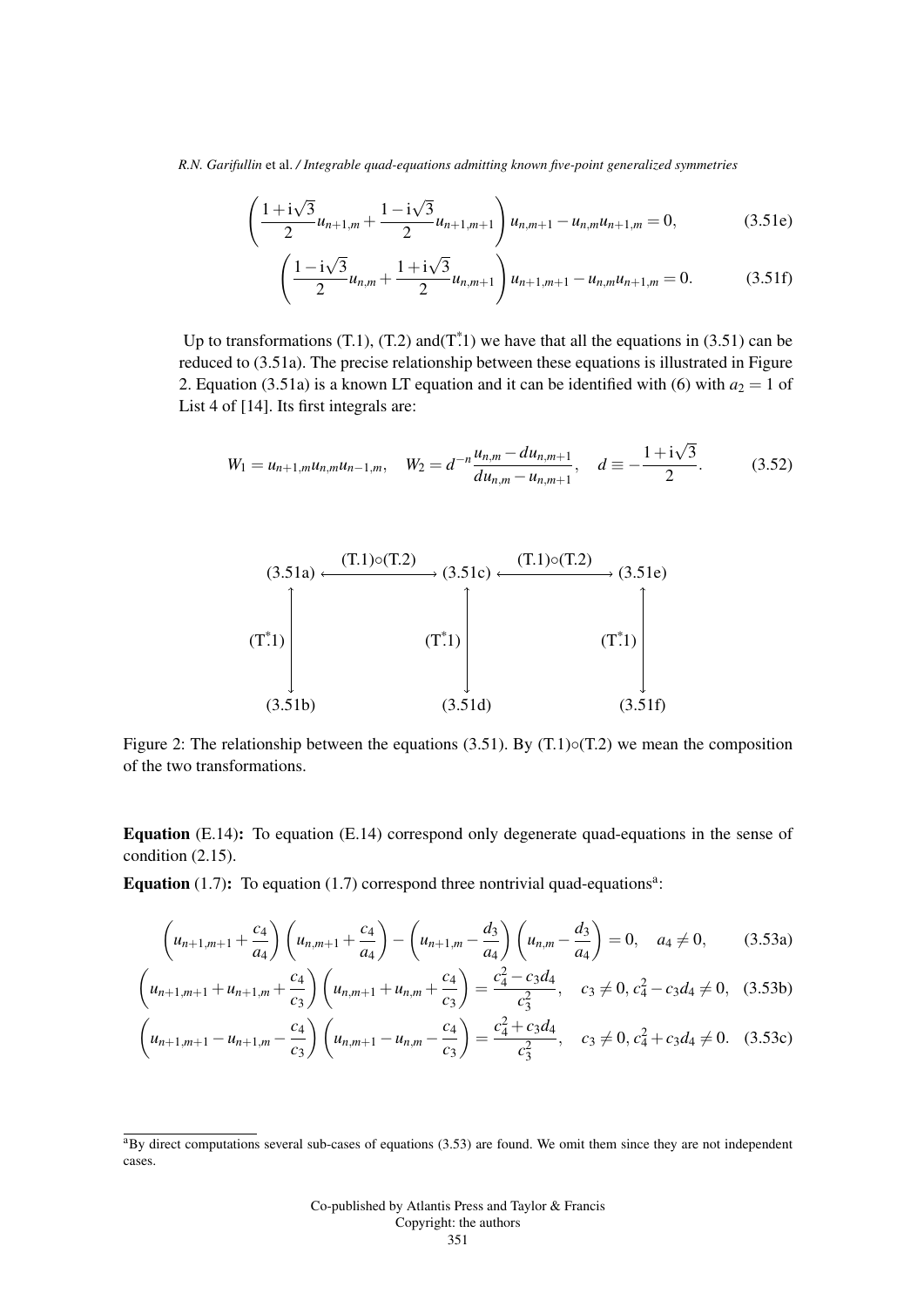$$\left(\frac{1+\mathrm{i}\sqrt{3}}{2}u_{n+1,m}+\frac{1-\mathrm{i}\sqrt{3}}{2}u_{n+1,m+1}\right)u_{n,m+1}-u_{n,m}u_{n+1,m}=0, \tag{3.51e}$$

$$\left(\frac{1-\mathrm{i}\sqrt{3}}{2}u_{n,m}+\frac{1+\mathrm{i}\sqrt{3}}{2}u_{n,m+1}\right)u_{n+1,m+1}-u_{n,m}u_{n+1,m}=0. \tag{3.51f}$$

Up to transformations (T.1), (T.2) and(T$^*$.1) we have that all the equations in (3.51) can be reduced to (3.51a). The precise relationship between these equations is illustrated in Figure 2. Equation (3.51a) is a known LT equation and it can be identified with (6) with $a_2 = 1$ of List 4 of [14]. Its first integrals are:

$$W_1 = u_{n+1,m}u_{n,m}u_{n-1,m}, \quad W_2 = d^{-n}\frac{u_{n,m}-du_{n,m+1}}{du_{n,m}-u_{n,m+1}}, \quad d \equiv -\frac{1+\mathrm{i}\sqrt{3}}{2}. \tag{3.52}$$

$$\begin{array}{ccccc}
(3.51a) & \xleftrightarrow{(T.1)\circ(T.2)} & (3.51c) & \xleftrightarrow{(T.1)\circ(T.2)} & (3.51e) \\
\updownarrow (T^*.1) & & \updownarrow (T^*.1) & & \updownarrow (T^*.1) \\
(3.51b) & & (3.51d) & & (3.51f)
\end{array}$$

Figure 2: The relationship between the equations (3.51). By (T.1)$\circ$(T.2) we mean the composition of the two transformations.

**Equation** (E.14)**:** To equation (E.14) correspond only degenerate quad-equations in the sense of condition (2.15).

**Equation** (1.7)**:** To equation (1.7) correspond three nontrivial quad-equations[a]:

$$\left(u_{n+1,m+1}+\frac{c_4}{a_4}\right)\left(u_{n,m+1}+\frac{c_4}{a_4}\right)-\left(u_{n+1,m}-\frac{d_3}{a_4}\right)\left(u_{n,m}-\frac{d_3}{a_4}\right)=0, \quad a_4 \neq 0, \tag{3.53a}$$

$$\left(u_{n+1,m+1}+u_{n+1,m}+\frac{c_4}{c_3}\right)\left(u_{n,m+1}+u_{n,m}+\frac{c_4}{c_3}\right)=\frac{c_4^2-c_3d_4}{c_3^2}, \quad c_3 \neq 0, c_4^2-c_3d_4 \neq 0, \tag{3.53b}$$

$$\left(u_{n+1,m+1}-u_{n+1,m}-\frac{c_4}{c_3}\right)\left(u_{n,m+1}-u_{n,m}-\frac{c_4}{c_3}\right)=\frac{c_4^2+c_3d_4}{c_3^2}, \quad c_3 \neq 0, c_4^2+c_3d_4 \neq 0. \tag{3.53c}$$

---

[a]By direct computations several sub-cases of equations (3.53) are found. We omit them since they are not independent cases.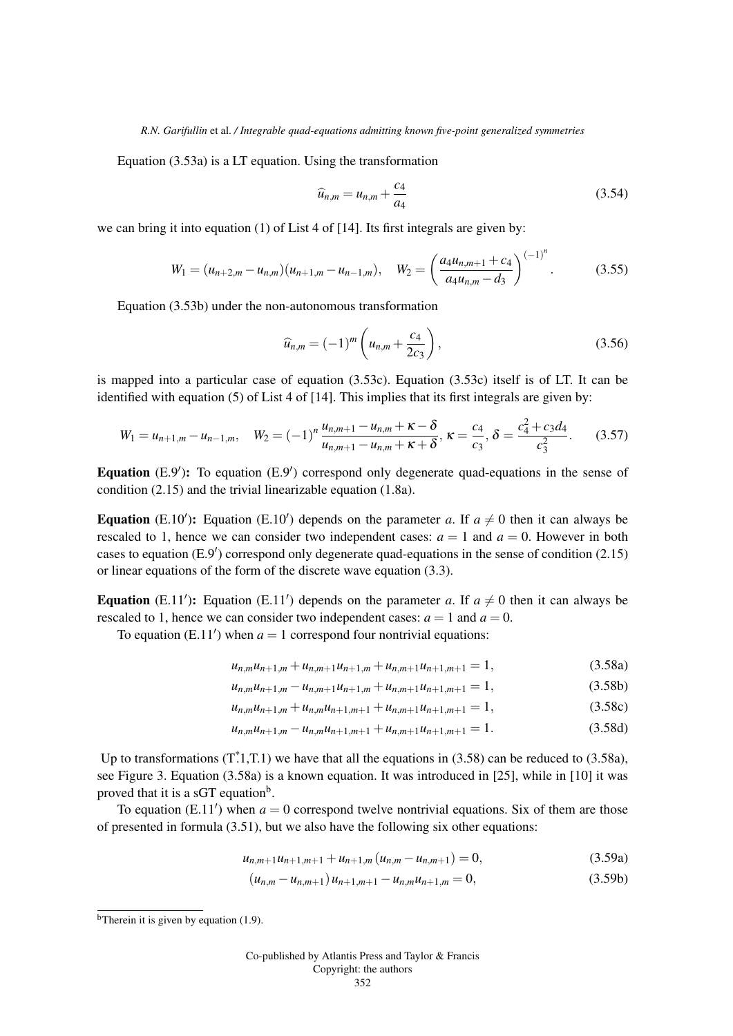Equation (3.53a) is a LT equation. Using the transformation

$$\widehat{u}_{n,m} = u_{n,m} + \frac{c_4}{a_4} \tag{3.54}$$

we can bring it into equation (1) of List 4 of [14]. Its first integrals are given by:

$$W_1 = (u_{n+2,m} - u_{n,m})(u_{n+1,m} - u_{n-1,m}), \quad W_2 = \left(\frac{a_4 u_{n,m+1} + c_4}{a_4 u_{n,m} - d_3}\right)^{(-1)^n}. \tag{3.55}$$

Equation (3.53b) under the non-autonomous transformation

$$\widehat{u}_{n,m} = (-1)^m \left(u_{n,m} + \frac{c_4}{2c_3}\right), \tag{3.56}$$

is mapped into a particular case of equation (3.53c). Equation (3.53c) itself is of LT. It can be identified with equation (5) of List 4 of [14]. This implies that its first integrals are given by:

$$W_1 = u_{n+1,m} - u_{n-1,m}, \quad W_2 = (-1)^n \frac{u_{n,m+1} - u_{n,m} + \kappa - \delta}{u_{n,m+1} - u_{n,m} + \kappa + \delta}, \, \kappa = \frac{c_4}{c_3}, \, \delta = \frac{c_4^2 + c_3 d_4}{c_3^2}. \tag{3.57}$$

**Equation** (E.9′)**:** To equation (E.9′) correspond only degenerate quad-equations in the sense of condition (2.15) and the trivial linearizable equation (1.8a).

**Equation** (E.10′)**:** Equation (E.10′) depends on the parameter $a$. If $a \neq 0$ then it can always be rescaled to 1, hence we can consider two independent cases: $a = 1$ and $a = 0$. However in both cases to equation (E.9′) correspond only degenerate quad-equations in the sense of condition (2.15) or linear equations of the form of the discrete wave equation (3.3).

**Equation** (E.11′)**:** Equation (E.11′) depends on the parameter $a$. If $a \neq 0$ then it can always be rescaled to 1, hence we can consider two independent cases: $a = 1$ and $a = 0$.

To equation (E.11′) when $a = 1$ correspond four nontrivial equations:

$$u_{n,m}u_{n+1,m} + u_{n,m+1}u_{n+1,m} + u_{n,m+1}u_{n+1,m+1} = 1, \tag{3.58a}$$

$$u_{n,m}u_{n+1,m} - u_{n,m+1}u_{n+1,m} + u_{n,m+1}u_{n+1,m+1} = 1, \tag{3.58b}$$

$$u_{n,m}u_{n+1,m} + u_{n,m}u_{n+1,m+1} + u_{n,m+1}u_{n+1,m+1} = 1, \tag{3.58c}$$

$$u_{n,m}u_{n+1,m} - u_{n,m}u_{n+1,m+1} + u_{n,m+1}u_{n+1,m+1} = 1. \tag{3.58d}$$

Up to transformations ($\mathrm{T}^*_.1$,T.1) we have that all the equations in (3.58) can be reduced to (3.58a), see Figure 3. Equation (3.58a) is a known equation. It was introduced in [25], while in [10] it was proved that it is a sGT equation[b].

To equation (E.11′) when $a = 0$ correspond twelve nontrivial equations. Six of them are those of presented in formula (3.51), but we also have the following six other equations:

$$u_{n,m+1}u_{n+1,m+1} + u_{n+1,m}\left(u_{n,m} - u_{n,m+1}\right) = 0, \tag{3.59a}$$

$$\left(u_{n,m} - u_{n,m+1}\right)u_{n+1,m+1} - u_{n,m}u_{n+1,m} = 0, \tag{3.59b}$$

[b] Therein it is given by equation (1.9).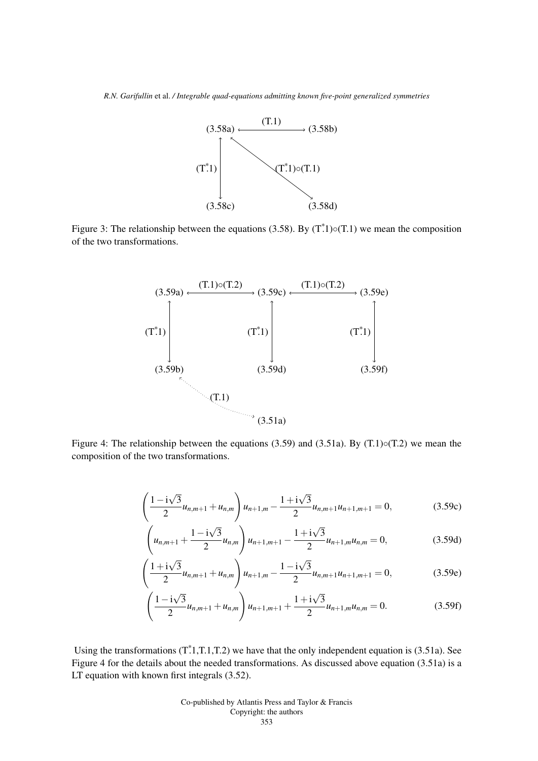Figure 3: The relationship between the equations (3.58). By (T.\*1)∘(T.1) we mean the composition of the two transformations.

Figure 4: The relationship between the equations (3.59) and (3.51a). By (T.1)∘(T.2) we mean the composition of the two transformations.

$$\left(\frac{1-\mathrm{i}\sqrt{3}}{2}u_{n,m+1}+u_{n,m}\right)u_{n+1,m}-\frac{1+\mathrm{i}\sqrt{3}}{2}u_{n,m+1}u_{n+1,m+1}=0, \tag{3.59c}$$

$$\left(u_{n,m+1}+\frac{1-\mathrm{i}\sqrt{3}}{2}u_{n,m}\right)u_{n+1,m+1}-\frac{1+\mathrm{i}\sqrt{3}}{2}u_{n+1,m}u_{n,m}=0, \tag{3.59d}$$

$$\left(\frac{1+\mathrm{i}\sqrt{3}}{2}u_{n,m+1}+u_{n,m}\right)u_{n+1,m}-\frac{1-\mathrm{i}\sqrt{3}}{2}u_{n,m+1}u_{n+1,m+1}=0, \tag{3.59e}$$

$$\left(\frac{1-\mathrm{i}\sqrt{3}}{2}u_{n,m+1}+u_{n,m}\right)u_{n+1,m+1}+\frac{1+\mathrm{i}\sqrt{3}}{2}u_{n+1,m}u_{n,m}=0. \tag{3.59f}$$

Using the transformations (T.\*1,T.1,T.2) we have that the only independent equation is (3.51a). See Figure 4 for the details about the needed transformations. As discussed above equation (3.51a) is a LT equation with known first integrals (3.52).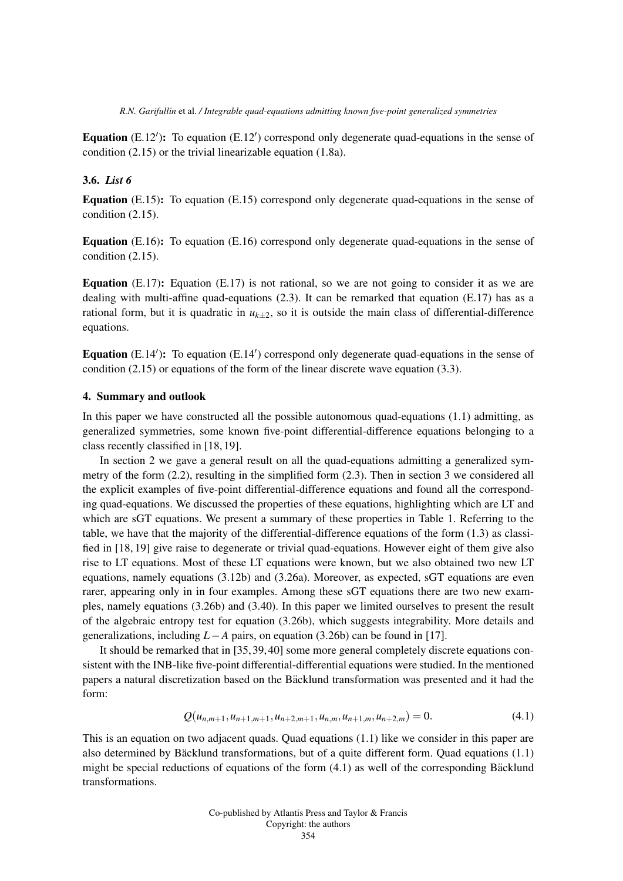**Equation** (E.12′)**:** To equation (E.12′) correspond only degenerate quad-equations in the sense of condition (2.15) or the trivial linearizable equation (1.8a).

### 3.6. *List 6*

**Equation** (E.15)**:** To equation (E.15) correspond only degenerate quad-equations in the sense of condition (2.15).

**Equation** (E.16)**:** To equation (E.16) correspond only degenerate quad-equations in the sense of condition (2.15).

**Equation** (E.17)**:** Equation (E.17) is not rational, so we are not going to consider it as we are dealing with multi-affine quad-equations (2.3). It can be remarked that equation (E.17) has as a rational form, but it is quadratic in $u_{k\pm2}$, so it is outside the main class of differential-difference equations.

**Equation** (E.14′)**:** To equation (E.14′) correspond only degenerate quad-equations in the sense of condition (2.15) or equations of the form of the linear discrete wave equation (3.3).

## 4. Summary and outlook

In this paper we have constructed all the possible autonomous quad-equations (1.1) admitting, as generalized symmetries, some known five-point differential-difference equations belonging to a class recently classified in [18, 19].

In section 2 we gave a general result on all the quad-equations admitting a generalized symmetry of the form (2.2), resulting in the simplified form (2.3). Then in section 3 we considered all the explicit examples of five-point differential-difference equations and found all the corresponding quad-equations. We discussed the properties of these equations, highlighting which are LT and which are sGT equations. We present a summary of these properties in Table 1. Referring to the table, we have that the majority of the differential-difference equations of the form (1.3) as classified in [18, 19] give raise to degenerate or trivial quad-equations. However eight of them give also rise to LT equations. Most of these LT equations were known, but we also obtained two new LT equations, namely equations (3.12b) and (3.26a). Moreover, as expected, sGT equations are even rarer, appearing only in in four examples. Among these sGT equations there are two new examples, namely equations (3.26b) and (3.40). In this paper we limited ourselves to present the result of the algebraic entropy test for equation (3.26b), which suggests integrability. More details and generalizations, including $L-A$ pairs, on equation (3.26b) can be found in [17].

It should be remarked that in [35, 39, 40] some more general completely discrete equations consistent with the INB-like five-point differential-differential equations were studied. In the mentioned papers a natural discretization based on the Bäcklund transformation was presented and it had the form:

$$Q(u_{n,m+1}, u_{n+1,m+1}, u_{n+2,m+1}, u_{n,m}, u_{n+1,m}, u_{n+2,m}) = 0. \tag{4.1}$$

This is an equation on two adjacent quads. Quad equations (1.1) like we consider in this paper are also determined by Bäcklund transformations, but of a quite different form. Quad equations (1.1) might be special reductions of equations of the form (4.1) as well of the corresponding Bäcklund transformations.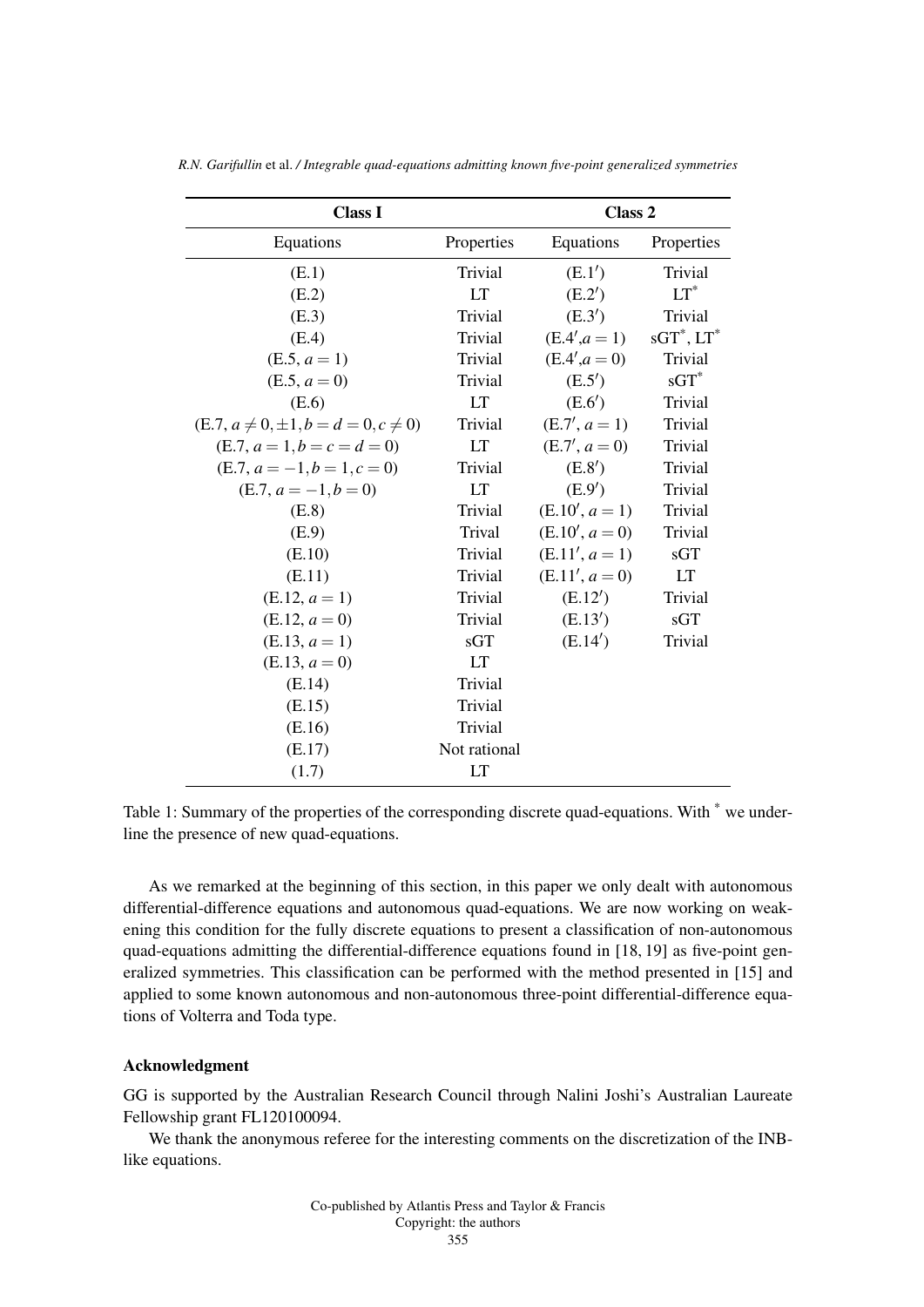| **Class I** | | **Class 2** | |
|---|---|---|---|
| Equations | Properties | Equations | Properties |
| (E.1) | Trivial | (E.1′) | Trivial |
| (E.2) | LT | (E.2′) | LT* |
| (E.3) | Trivial | (E.3′) | Trivial |
| (E.4) | Trivial | (E.4′,$a=1$) | sGT*, LT* |
| (E.5, $a=1$) | Trivial | (E.4′,$a=0$) | Trivial |
| (E.5, $a=0$) | Trivial | (E.5′) | sGT* |
| (E.6) | LT | (E.6′) | Trivial |
| (E.7, $a\neq 0,\pm 1, b=d=0, c\neq 0$) | Trivial | (E.7′, $a=1$) | Trivial |
| (E.7, $a=1, b=c=d=0$) | LT | (E.7′, $a=0$) | Trivial |
| (E.7, $a=-1, b=1, c=0$) | Trivial | (E.8′) | Trivial |
| (E.7, $a=-1, b=0$) | LT | (E.9′) | Trivial |
| (E.8) | Trivial | (E.10′, $a=1$) | Trivial |
| (E.9) | Trival | (E.10′, $a=0$) | Trivial |
| (E.10) | Trivial | (E.11′, $a=1$) | sGT |
| (E.11) | Trivial | (E.11′, $a=0$) | LT |
| (E.12, $a=1$) | Trivial | (E.12′) | Trivial |
| (E.12, $a=0$) | Trivial | (E.13′) | sGT |
| (E.13, $a=1$) | sGT | (E.14′) | Trivial |
| (E.13, $a=0$) | LT | | |
| (E.14) | Trivial | | |
| (E.15) | Trivial | | |
| (E.16) | Trivial | | |
| (E.17) | Not rational | | |
| (1.7) | LT | | |

Table 1: Summary of the properties of the corresponding discrete quad-equations. With * we underline the presence of new quad-equations.

As we remarked at the beginning of this section, in this paper we only dealt with autonomous differential-difference equations and autonomous quad-equations. We are now working on weakening this condition for the fully discrete equations to present a classification of non-autonomous quad-equations admitting the differential-difference equations found in [18, 19] as five-point generalized symmetries. This classification can be performed with the method presented in [15] and applied to some known autonomous and non-autonomous three-point differential-difference equations of Volterra and Toda type.

## Acknowledgment

GG is supported by the Australian Research Council through Nalini Joshi's Australian Laureate Fellowship grant FL120100094.

We thank the anonymous referee for the interesting comments on the discretization of the INB-like equations.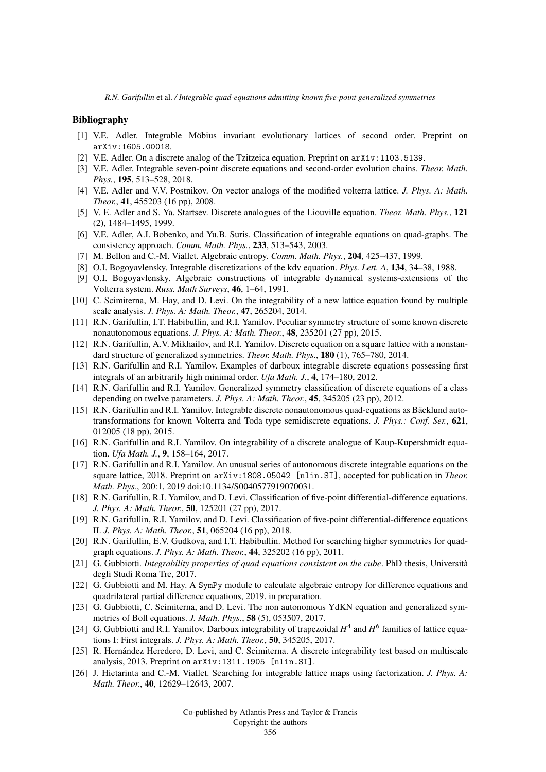## Bibliography

[1] V.E. Adler. Integrable Möbius invariant evolutionary lattices of second order. Preprint on arXiv:1605.00018.

[2] V.E. Adler. On a discrete analog of the Tzitzeica equation. Preprint on arXiv:1103.5139.

[3] V.E. Adler. Integrable seven-point discrete equations and second-order evolution chains. *Theor. Math. Phys.*, **195**, 513–528, 2018.

[4] V.E. Adler and V.V. Postnikov. On vector analogs of the modified volterra lattice. *J. Phys. A: Math. Theor.*, **41**, 455203 (16 pp), 2008.

[5] V. E. Adler and S. Ya. Startsev. Discrete analogues of the Liouville equation. *Theor. Math. Phys.*, **121** (2), 1484–1495, 1999.

[6] V.E. Adler, A.I. Bobenko, and Yu.B. Suris. Classification of integrable equations on quad-graphs. The consistency approach. *Comm. Math. Phys.*, **233**, 513–543, 2003.

[7] M. Bellon and C.-M. Viallet. Algebraic entropy. *Comm. Math. Phys.*, **204**, 425–437, 1999.

[8] O.I. Bogoyavlensky. Integrable discretizations of the kdv equation. *Phys. Lett. A*, **134**, 34–38, 1988.

[9] O.I. Bogoyavlensky. Algebraic constructions of integrable dynamical systems-extensions of the Volterra system. *Russ. Math Surveys*, **46**, 1–64, 1991.

[10] C. Scimiterna, M. Hay, and D. Levi. On the integrability of a new lattice equation found by multiple scale analysis. *J. Phys. A: Math. Theor.*, **47**, 265204, 2014.

[11] R.N. Garifullin, I.T. Habibullin, and R.I. Yamilov. Peculiar symmetry structure of some known discrete nonautonomous equations. *J. Phys. A: Math. Theor.*, **48**, 235201 (27 pp), 2015.

[12] R.N. Garifullin, A.V. Mikhailov, and R.I. Yamilov. Discrete equation on a square lattice with a nonstandard structure of generalized symmetries. *Theor. Math. Phys.*, **180** (1), 765–780, 2014.

[13] R.N. Garifullin and R.I. Yamilov. Examples of darboux integrable discrete equations possessing first integrals of an arbitrarily high minimal order. *Ufa Math. J.*, **4**, 174–180, 2012.

[14] R.N. Garifullin and R.I. Yamilov. Generalized symmetry classification of discrete equations of a class depending on twelve parameters. *J. Phys. A: Math. Theor.*, **45**, 345205 (23 pp), 2012.

[15] R.N. Garifullin and R.I. Yamilov. Integrable discrete nonautonomous quad-equations as Bäcklund autotransformations for known Volterra and Toda type semidiscrete equations. *J. Phys.: Conf. Ser.*, **621**, 012005 (18 pp), 2015.

[16] R.N. Garifullin and R.I. Yamilov. On integrability of a discrete analogue of Kaup-Kupershmidt equation. *Ufa Math. J.*, **9**, 158–164, 2017.

[17] R.N. Garifullin and R.I. Yamilov. An unusual series of autonomous discrete integrable equations on the square lattice, 2018. Preprint on arXiv:1808.05042 [nlin.SI], accepted for publication in *Theor. Math. Phys.*, 200:1, 2019 doi:10.1134/S0040577919070031.

[18] R.N. Garifullin, R.I. Yamilov, and D. Levi. Classification of five-point differential-difference equations. *J. Phys. A: Math. Theor.*, **50**, 125201 (27 pp), 2017.

[19] R.N. Garifullin, R.I. Yamilov, and D. Levi. Classification of five-point differential-difference equations II. *J. Phys. A: Math. Theor.*, **51**, 065204 (16 pp), 2018.

[20] R.N. Garifullin, E.V. Gudkova, and I.T. Habibullin. Method for searching higher symmetries for quad-graph equations. *J. Phys. A: Math. Theor.*, **44**, 325202 (16 pp), 2011.

[21] G. Gubbiotti. *Integrability properties of quad equations consistent on the cube*. PhD thesis, Università degli Studi Roma Tre, 2017.

[22] G. Gubbiotti and M. Hay. A SymPy module to calculate algebraic entropy for difference equations and quadrilateral partial difference equations, 2019. in preparation.

[23] G. Gubbiotti, C. Scimiterna, and D. Levi. The non autonomous YdKN equation and generalized symmetries of Boll equations. *J. Math. Phys.*, **58** (5), 053507, 2017.

[24] G. Gubbiotti and R.I. Yamilov. Darboux integrability of trapezoidal $H^4$ and $H^6$ families of lattice equations I: First integrals. *J. Phys. A: Math. Theor.*, **50**, 345205, 2017.

[25] R. Hernández Heredero, D. Levi, and C. Scimiterna. A discrete integrability test based on multiscale analysis, 2013. Preprint on arXiv:1311.1905 [nlin.SI].

[26] J. Hietarinta and C.-M. Viallet. Searching for integrable lattice maps using factorization. *J. Phys. A: Math. Theor.*, **40**, 12629–12643, 2007.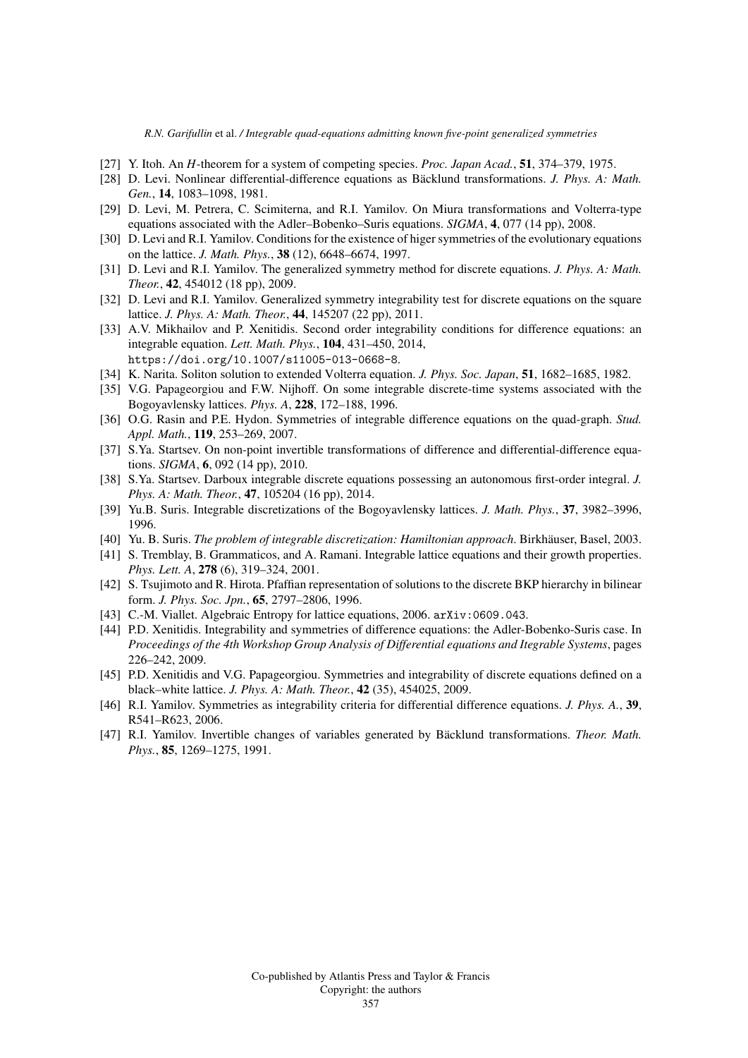[27] Y. Itoh. An *H*-theorem for a system of competing species. *Proc. Japan Acad.*, **51**, 374–379, 1975.

[28] D. Levi. Nonlinear differential-difference equations as Bäcklund transformations. *J. Phys. A: Math. Gen.*, **14**, 1083–1098, 1981.

[29] D. Levi, M. Petrera, C. Scimiterna, and R.I. Yamilov. On Miura transformations and Volterra-type equations associated with the Adler–Bobenko–Suris equations. *SIGMA*, **4**, 077 (14 pp), 2008.

[30] D. Levi and R.I. Yamilov. Conditions for the existence of higer symmetries of the evolutionary equations on the lattice. *J. Math. Phys.*, **38** (12), 6648–6674, 1997.

[31] D. Levi and R.I. Yamilov. The generalized symmetry method for discrete equations. *J. Phys. A: Math. Theor.*, **42**, 454012 (18 pp), 2009.

[32] D. Levi and R.I. Yamilov. Generalized symmetry integrability test for discrete equations on the square lattice. *J. Phys. A: Math. Theor.*, **44**, 145207 (22 pp), 2011.

[33] A.V. Mikhailov and P. Xenitidis. Second order integrability conditions for difference equations: an integrable equation. *Lett. Math. Phys.*, **104**, 431–450, 2014, `https://doi.org/10.1007/s11005-013-0668-8`.

[34] K. Narita. Soliton solution to extended Volterra equation. *J. Phys. Soc. Japan*, **51**, 1682–1685, 1982.

[35] V.G. Papageorgiou and F.W. Nijhoff. On some integrable discrete-time systems associated with the Bogoyavlensky lattices. *Phys. A*, **228**, 172–188, 1996.

[36] O.G. Rasin and P.E. Hydon. Symmetries of integrable difference equations on the quad-graph. *Stud. Appl. Math.*, **119**, 253–269, 2007.

[37] S.Ya. Startsev. On non-point invertible transformations of difference and differential-difference equations. *SIGMA*, **6**, 092 (14 pp), 2010.

[38] S.Ya. Startsev. Darboux integrable discrete equations possessing an autonomous first-order integral. *J. Phys. A: Math. Theor.*, **47**, 105204 (16 pp), 2014.

[39] Yu.B. Suris. Integrable discretizations of the Bogoyavlensky lattices. *J. Math. Phys.*, **37**, 3982–3996, 1996.

[40] Yu. B. Suris. *The problem of integrable discretization: Hamiltonian approach*. Birkhäuser, Basel, 2003.

[41] S. Tremblay, B. Grammaticos, and A. Ramani. Integrable lattice equations and their growth properties. *Phys. Lett. A*, **278** (6), 319–324, 2001.

[42] S. Tsujimoto and R. Hirota. Pfaffian representation of solutions to the discrete BKP hierarchy in bilinear form. *J. Phys. Soc. Jpn.*, **65**, 2797–2806, 1996.

[43] C.-M. Viallet. Algebraic Entropy for lattice equations, 2006. `arXiv:0609.043`.

[44] P.D. Xenitidis. Integrability and symmetries of difference equations: the Adler-Bobenko-Suris case. In *Proceedings of the 4th Workshop Group Analysis of Differential equations and Itegrable Systems*, pages 226–242, 2009.

[45] P.D. Xenitidis and V.G. Papageorgiou. Symmetries and integrability of discrete equations defined on a black–white lattice. *J. Phys. A: Math. Theor.*, **42** (35), 454025, 2009.

[46] R.I. Yamilov. Symmetries as integrability criteria for differential difference equations. *J. Phys. A.*, **39**, R541–R623, 2006.

[47] R.I. Yamilov. Invertible changes of variables generated by Bäcklund transformations. *Theor. Math. Phys.*, **85**, 1269–1275, 1991.